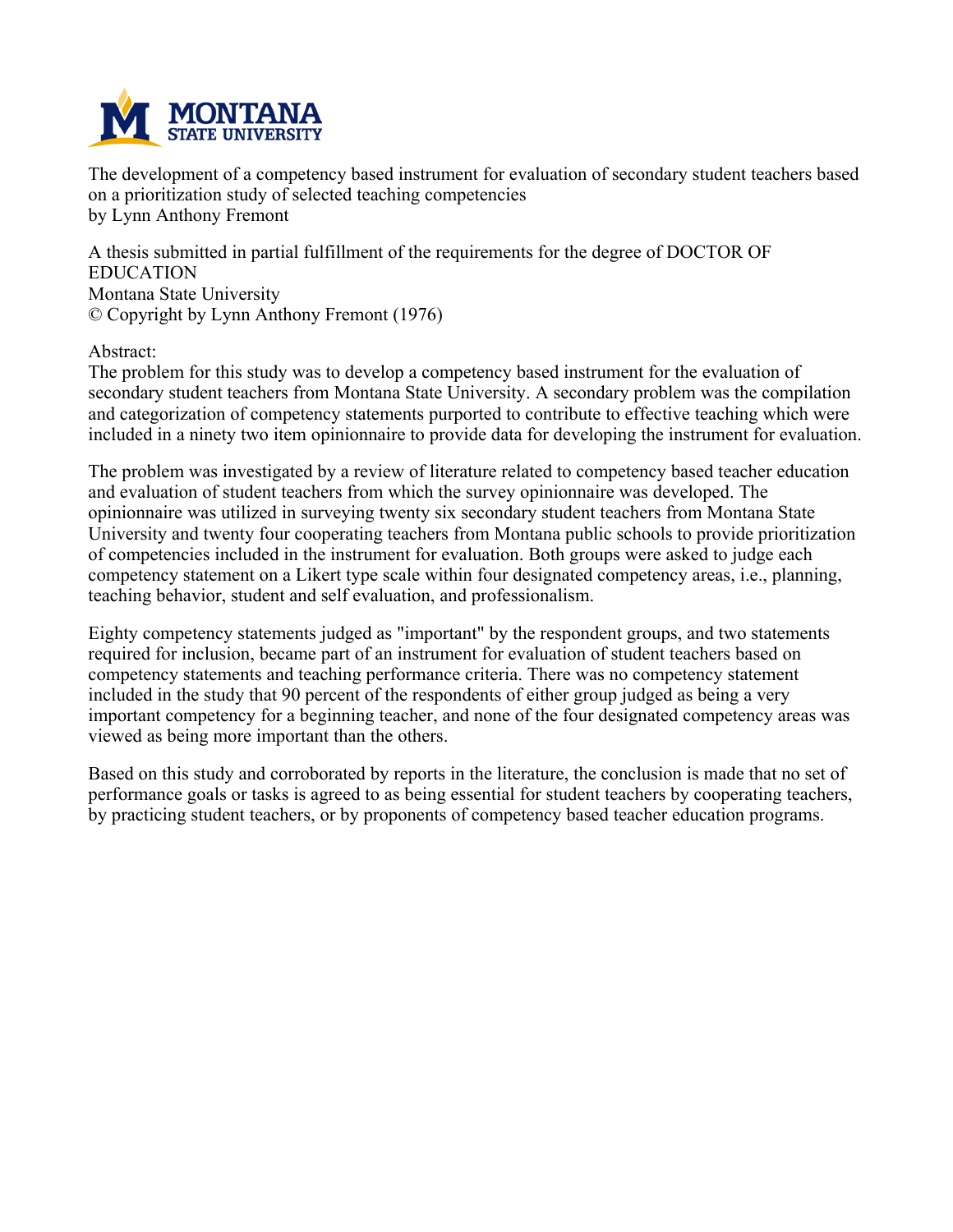The development of a competency based instrument for evaluation of secondary student teachers based on a prioritization study of selected teaching competencies
by Lynn Anthony Fremont

A thesis submitted in partial fulfillment of the requirements for the degree of DOCTOR OF EDUCATION
Montana State University
© Copyright by Lynn Anthony Fremont (1976)

Abstract:
The problem for this study was to develop a competency based instrument for the evaluation of secondary student teachers from Montana State University. A secondary problem was the compilation and categorization of competency statements purported to contribute to effective teaching which were included in a ninety two item opinionnaire to provide data for developing the instrument for evaluation.

The problem was investigated by a review of literature related to competency based teacher education and evaluation of student teachers from which the survey opinionnaire was developed. The opinionnaire was utilized in surveying twenty six secondary student teachers from Montana State University and twenty four cooperating teachers from Montana public schools to provide prioritization of competencies included in the instrument for evaluation. Both groups were asked to judge each competency statement on a Likert type scale within four designated competency areas, i.e., planning, teaching behavior, student and self evaluation, and professionalism.

Eighty competency statements judged as "important" by the respondent groups, and two statements required for inclusion, became part of an instrument for evaluation of student teachers based on competency statements and teaching performance criteria. There was no competency statement included in the study that 90 percent of the respondents of either group judged as being a very important competency for a beginning teacher, and none of the four designated competency areas was viewed as being more important than the others.

Based on this study and corroborated by reports in the literature, the conclusion is made that no set of performance goals or tasks is agreed to as being essential for student teachers by cooperating teachers, by practicing student teachers, or by proponents of competency based teacher education programs.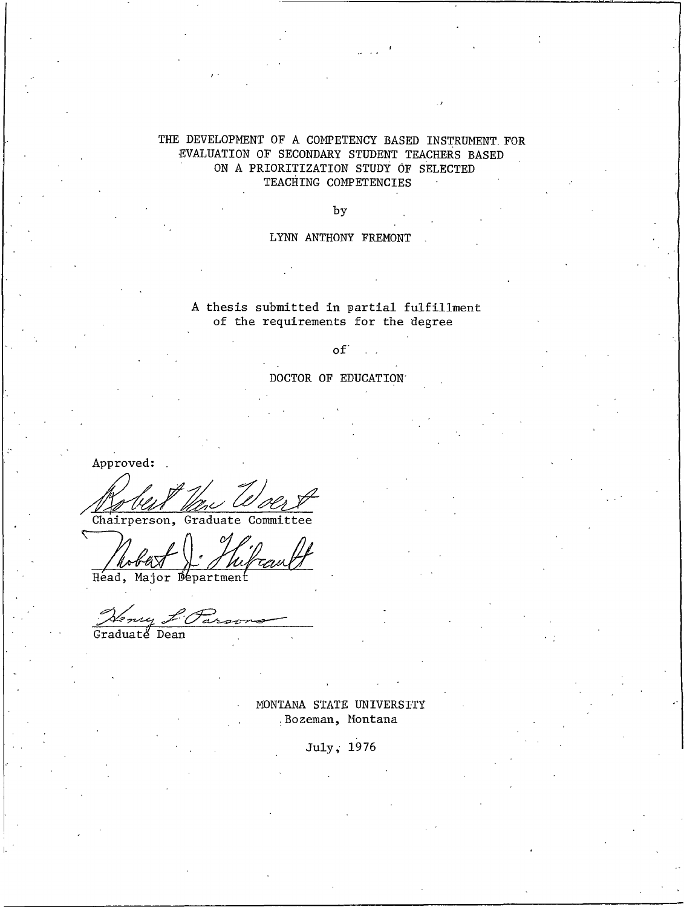THE DEVELOPMENT OF A COMPETENCY BASED INSTRUMENT FOR EVALUATION OF SECONDARY STUDENT TEACHERS BASED ON A PRIORITIZATION STUDY OF SELECTED TEACHING COMPETENCIES

by

LYNN ANTHONY FREMONT

A thesis submitted in partial fulfillment of the requirements for the degree

of

DOCTOR OF EDUCATION

Approved:

Robert Van Woert
Chairperson, Graduate Committee

Robert J. Thibeault
Head, Major Department

Henry L. Parsons
Graduate Dean

MONTANA STATE UNIVERSITY
Bozeman, Montana

July, 1976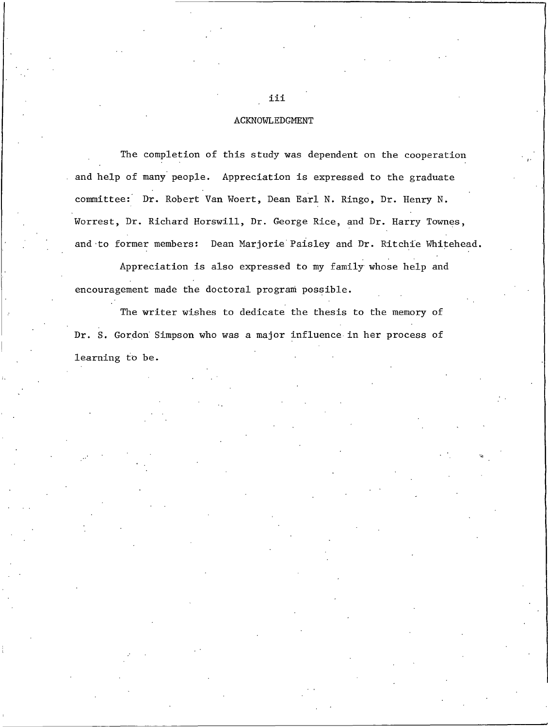## ACKNOWLEDGMENT

The completion of this study was dependent on the cooperation and help of many people. Appreciation is expressed to the graduate committee: Dr. Robert Van Woert, Dean Earl N. Ringo, Dr. Henry N. Worrest, Dr. Richard Horswill, Dr. George Rice, and Dr. Harry Townes, and to former members: Dean Marjorie Paisley and Dr. Ritchie Whitehead.

Appreciation is also expressed to my family whose help and encouragement made the doctoral program possible.

The writer wishes to dedicate the thesis to the memory of Dr. S. Gordon Simpson who was a major influence in her process of learning to be.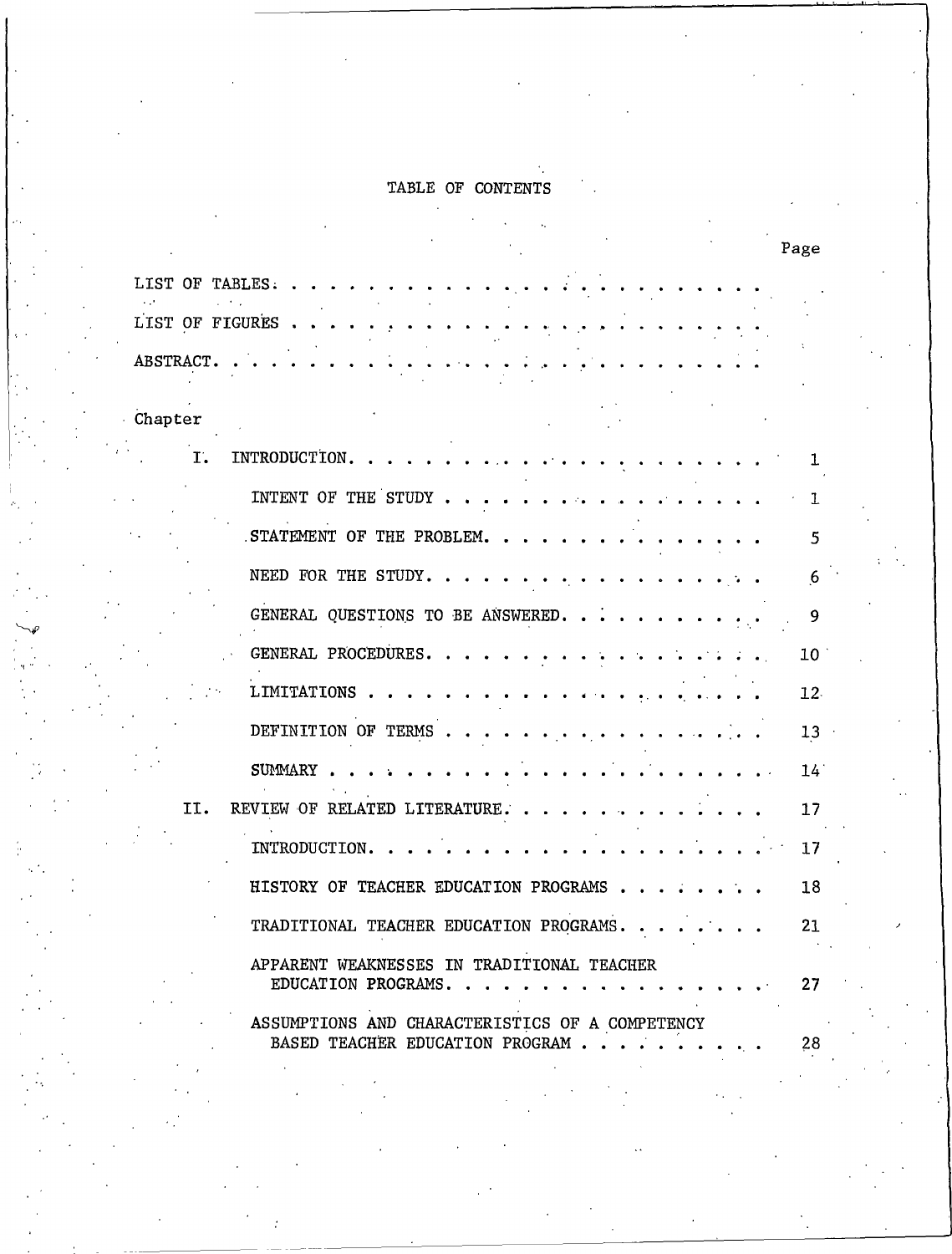# TABLE OF CONTENTS

| | Page |
|---|---|
| LIST OF TABLES | |
| LIST OF FIGURES | |
| ABSTRACT | |
| **Chapter** | |
| I. INTRODUCTION | 1 |
| INTENT OF THE STUDY | 1 |
| STATEMENT OF THE PROBLEM | 5 |
| NEED FOR THE STUDY | 6 |
| GENERAL QUESTIONS TO BE ANSWERED | 9 |
| GENERAL PROCEDURES | 10 |
| LIMITATIONS | 12 |
| DEFINITION OF TERMS | 13 |
| SUMMARY | 14 |
| II. REVIEW OF RELATED LITERATURE | 17 |
| INTRODUCTION | 17 |
| HISTORY OF TEACHER EDUCATION PROGRAMS | 18 |
| TRADITIONAL TEACHER EDUCATION PROGRAMS | 21 |
| APPARENT WEAKNESSES IN TRADITIONAL TEACHER EDUCATION PROGRAMS | 27 |
| ASSUMPTIONS AND CHARACTERISTICS OF A COMPETENCY BASED TEACHER EDUCATION PROGRAM | 28 |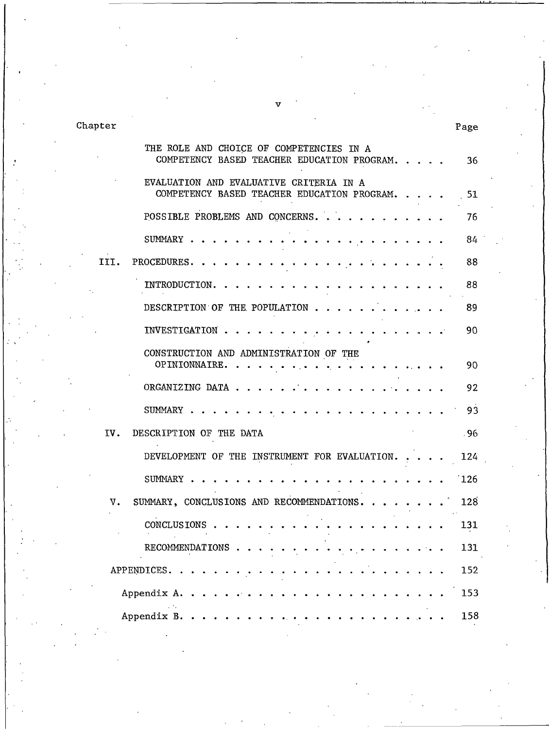| Chapter | | Page |
|---|---|---|
| | THE ROLE AND CHOICE OF COMPETENCIES IN A COMPETENCY BASED TEACHER EDUCATION PROGRAM | 36 |
| | EVALUATION AND EVALUATIVE CRITERIA IN A COMPETENCY BASED TEACHER EDUCATION PROGRAM | 51 |
| | POSSIBLE PROBLEMS AND CONCERNS | 76 |
| | SUMMARY | 84 |
| III. | PROCEDURES | 88 |
| | INTRODUCTION | 88 |
| | DESCRIPTION OF THE POPULATION | 89 |
| | INVESTIGATION | 90 |
| | CONSTRUCTION AND ADMINISTRATION OF THE OPINIONNAIRE | 90 |
| | ORGANIZING DATA | 92 |
| | SUMMARY | 93 |
| IV. | DESCRIPTION OF THE DATA | 96 |
| | DEVELOPMENT OF THE INSTRUMENT FOR EVALUATION | 124 |
| | SUMMARY | 126 |
| V. | SUMMARY, CONCLUSIONS AND RECOMMENDATIONS | 128 |
| | CONCLUSIONS | 131 |
| | RECOMMENDATIONS | 131 |
| | APPENDICES | 152 |
| | Appendix A | 153 |
| | Appendix B | 158 |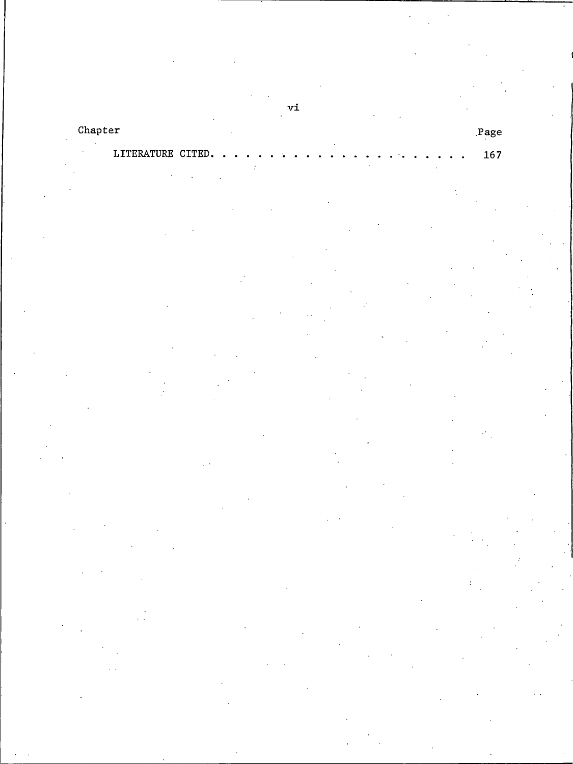| Chapter | Page |
|---|---|
| LITERATURE CITED. . . . . . . . . . . . . . . . . . . . . . . . | 167 |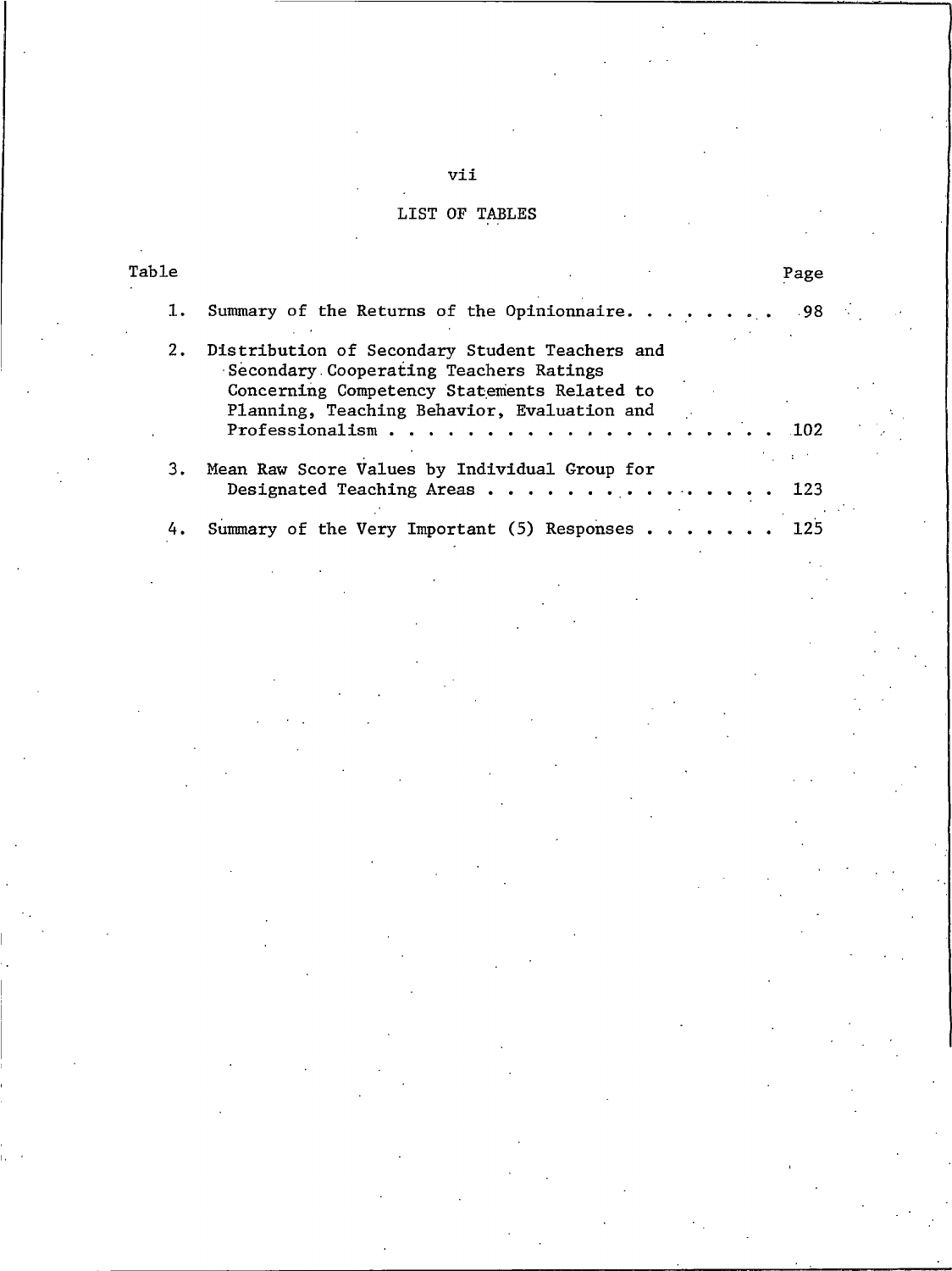# LIST OF TABLES

| Table | | Page |
|---|---|---|
| 1. | Summary of the Returns of the Opinionnaire | 98 |
| 2. | Distribution of Secondary Student Teachers and Secondary Cooperating Teachers Ratings Concerning Competency Statements Related to Planning, Teaching Behavior, Evaluation and Professionalism | 102 |
| 3. | Mean Raw Score Values by Individual Group for Designated Teaching Areas | 123 |
| 4. | Summary of the Very Important (5) Responses | 125 |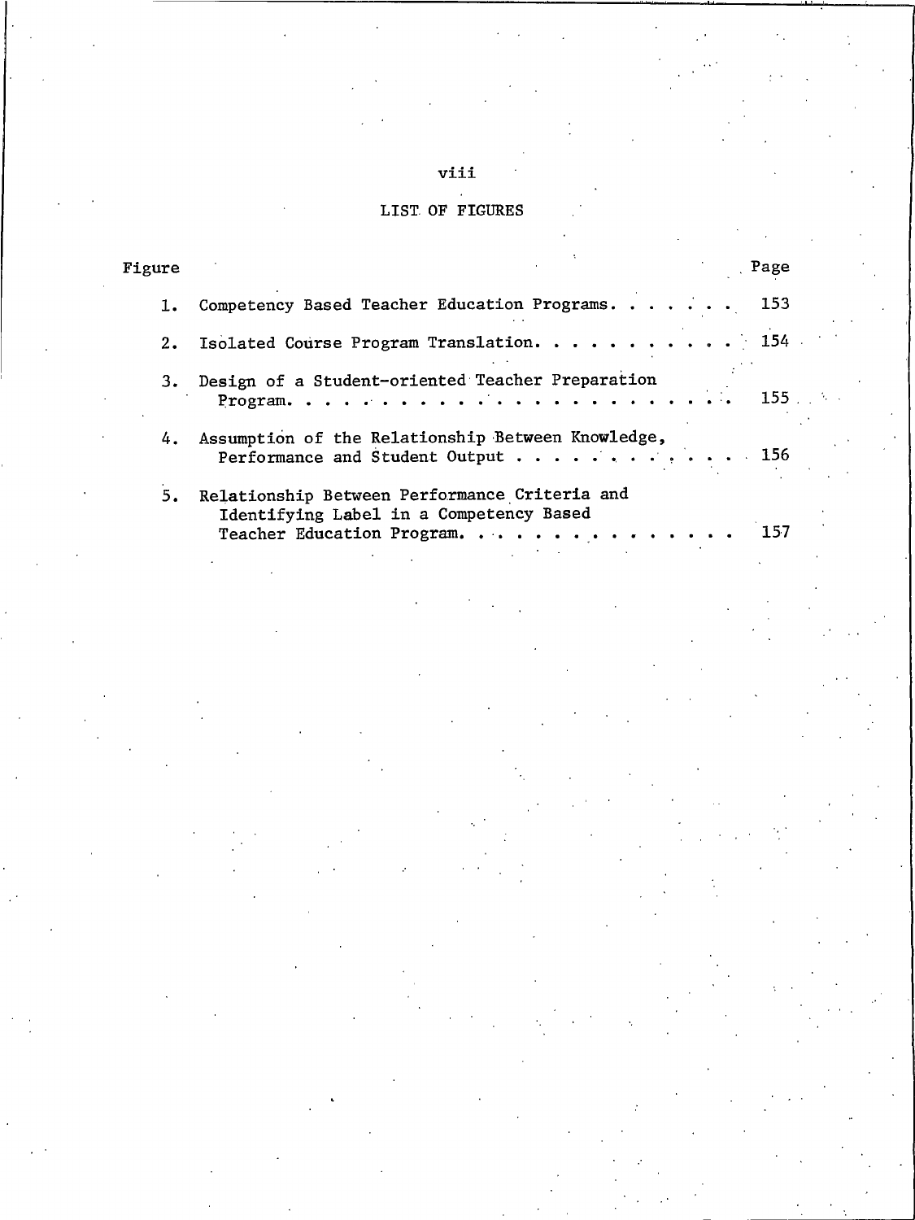## LIST OF FIGURES

| Figure | | Page |
|---|---|---|
| 1. | Competency Based Teacher Education Programs | 153 |
| 2. | Isolated Course Program Translation | 154 |
| 3. | Design of a Student-oriented Teacher Preparation Program | 155 |
| 4. | Assumption of the Relationship Between Knowledge, Performance and Student Output | 156 |
| 5. | Relationship Between Performance Criteria and Identifying Label in a Competency Based Teacher Education Program | 157 |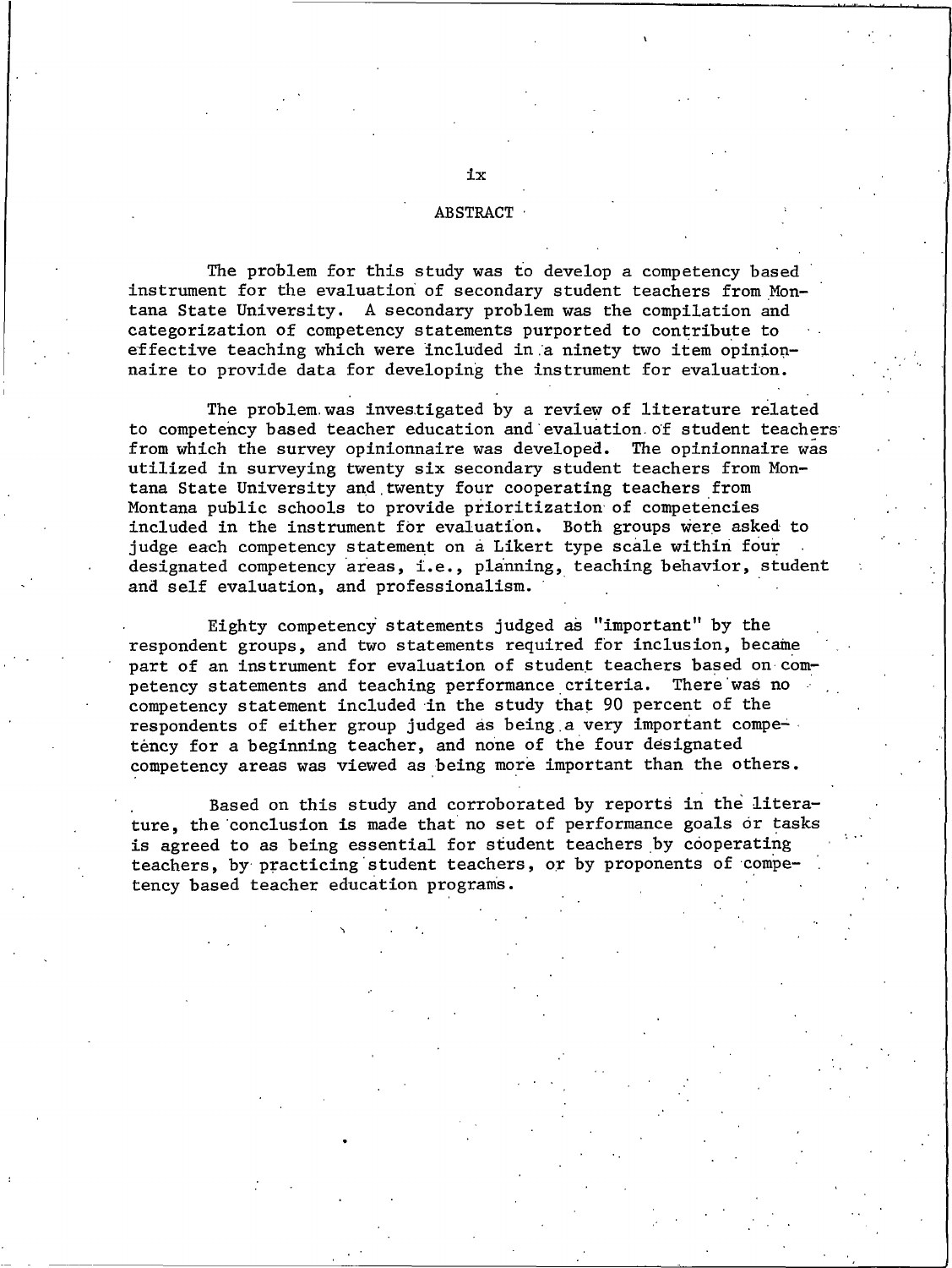## ABSTRACT

The problem for this study was to develop a competency based instrument for the evaluation of secondary student teachers from Montana State University. A secondary problem was the compilation and categorization of competency statements purported to contribute to effective teaching which were included in a ninety two item opinionnaire to provide data for developing the instrument for evaluation.

The problem was investigated by a review of literature related to competency based teacher education and evaluation of student teachers from which the survey opinionnaire was developed. The opinionnaire was utilized in surveying twenty six secondary student teachers from Montana State University and twenty four cooperating teachers from Montana public schools to provide prioritization of competencies included in the instrument for evaluation. Both groups were asked to judge each competency statement on a Likert type scale within four designated competency areas, i.e., planning, teaching behavior, student and self evaluation, and professionalism.

Eighty competency statements judged as "important" by the respondent groups, and two statements required for inclusion, became part of an instrument for evaluation of student teachers based on competency statements and teaching performance criteria. There was no competency statement included in the study that 90 percent of the respondents of either group judged as being a very important competency for a beginning teacher, and none of the four designated competency areas was viewed as being more important than the others.

Based on this study and corroborated by reports in the literature, the conclusion is made that no set of performance goals or tasks is agreed to as being essential for student teachers by cooperating teachers, by practicing student teachers, or by proponents of competency based teacher education programs.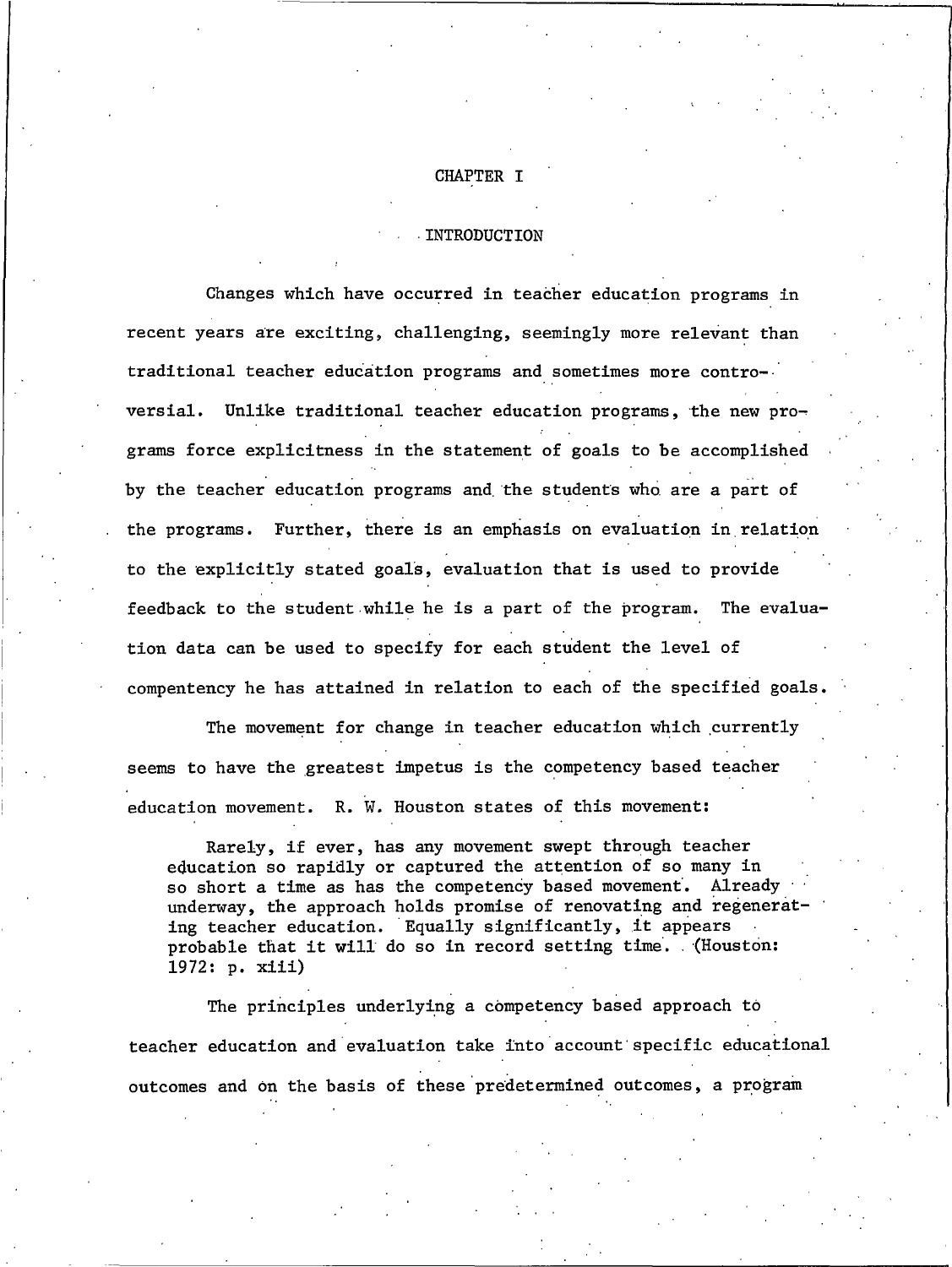# CHAPTER I

## INTRODUCTION

Changes which have occurred in teacher education programs in recent years are exciting, challenging, seemingly more relevant than traditional teacher education programs and sometimes more controversial. Unlike traditional teacher education programs, the new programs force explicitness in the statement of goals to be accomplished by the teacher education programs and the students who are a part of the programs. Further, there is an emphasis on evaluation in relation to the explicitly stated goals, evaluation that is used to provide feedback to the student while he is a part of the program. The evaluation data can be used to specify for each student the level of compentency he has attained in relation to each of the specified goals.

The movement for change in teacher education which currently seems to have the greatest impetus is the competency based teacher education movement. R. W. Houston states of this movement:

> Rarely, if ever, has any movement swept through teacher education so rapidly or captured the attention of so many in so short a time as has the competency based movement. Already underway, the approach holds promise of renovating and regenerating teacher education. Equally significantly, it appears probable that it will do so in record setting time. (Houston: 1972: p. xiii)

The principles underlying a competency based approach to teacher education and evaluation take into account specific educational outcomes and on the basis of these predetermined outcomes, a program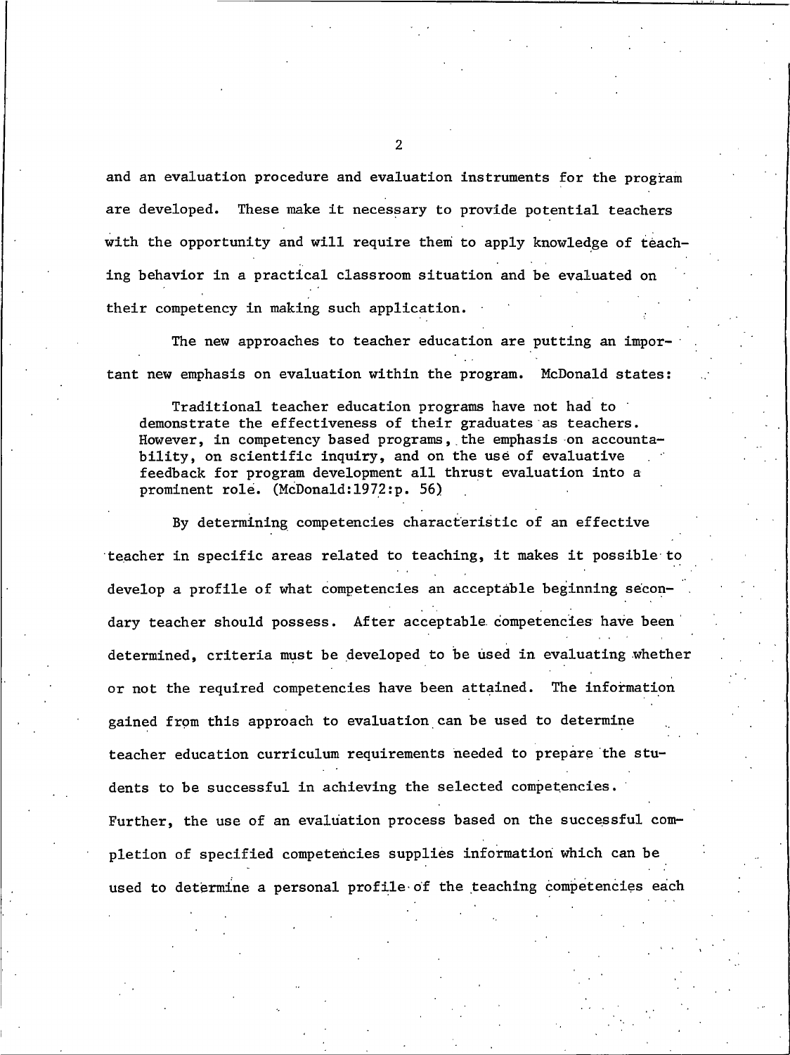and an evaluation procedure and evaluation instruments for the program are developed. These make it necessary to provide potential teachers with the opportunity and will require them to apply knowledge of teaching behavior in a practical classroom situation and be evaluated on their competency in making such application.

The new approaches to teacher education are putting an important new emphasis on evaluation within the program. McDonald states:

> Traditional teacher education programs have not had to demonstrate the effectiveness of their graduates as teachers. However, in competency based programs, the emphasis on accountability, on scientific inquiry, and on the use of evaluative feedback for program development all thrust evaluation into a prominent role. (McDonald:1972:p. 56)

By determining competencies characteristic of an effective teacher in specific areas related to teaching, it makes it possible to develop a profile of what competencies an acceptable beginning secondary teacher should possess. After acceptable competencies have been determined, criteria must be developed to be used in evaluating whether or not the required competencies have been attained. The information gained from this approach to evaluation can be used to determine teacher education curriculum requirements needed to prepare the students to be successful in achieving the selected competencies. Further, the use of an evaluation process based on the successful completion of specified competencies supplies information which can be used to determine a personal profile of the teaching competencies each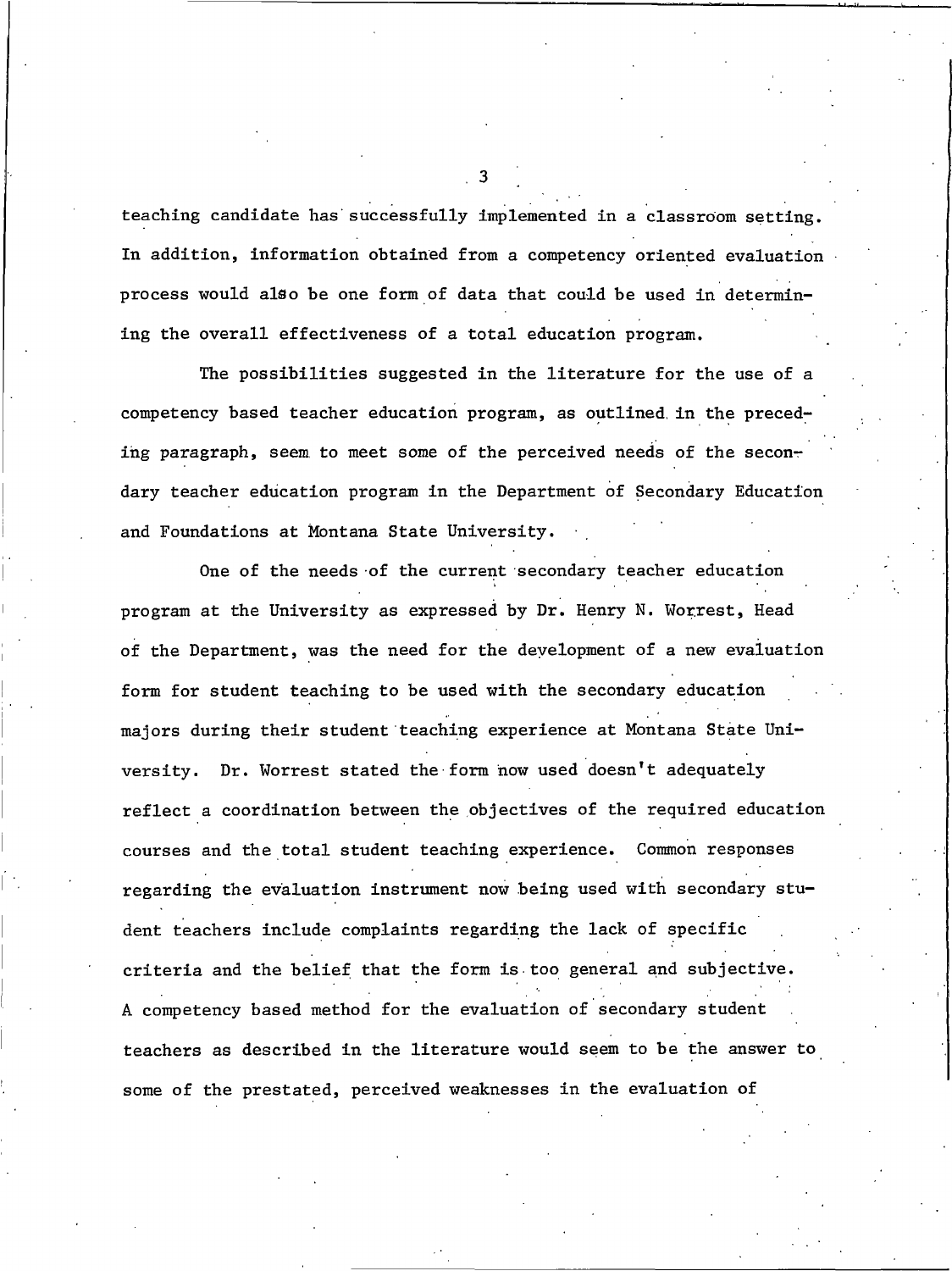teaching candidate has successfully implemented in a classroom setting. In addition, information obtained from a competency oriented evaluation process would also be one form of data that could be used in determining the overall effectiveness of a total education program.

The possibilities suggested in the literature for the use of a competency based teacher education program, as outlined in the preceding paragraph, seem to meet some of the perceived needs of the secondary teacher education program in the Department of Secondary Education and Foundations at Montana State University.

One of the needs of the current secondary teacher education program at the University as expressed by Dr. Henry N. Worrest, Head of the Department, was the need for the development of a new evaluation form for student teaching to be used with the secondary education majors during their student teaching experience at Montana State University. Dr. Worrest stated the form now used doesn't adequately reflect a coordination between the objectives of the required education courses and the total student teaching experience. Common responses regarding the evaluation instrument now being used with secondary student teachers include complaints regarding the lack of specific criteria and the belief that the form is too general and subjective. A competency based method for the evaluation of secondary student teachers as described in the literature would seem to be the answer to some of the prestated, perceived weaknesses in the evaluation of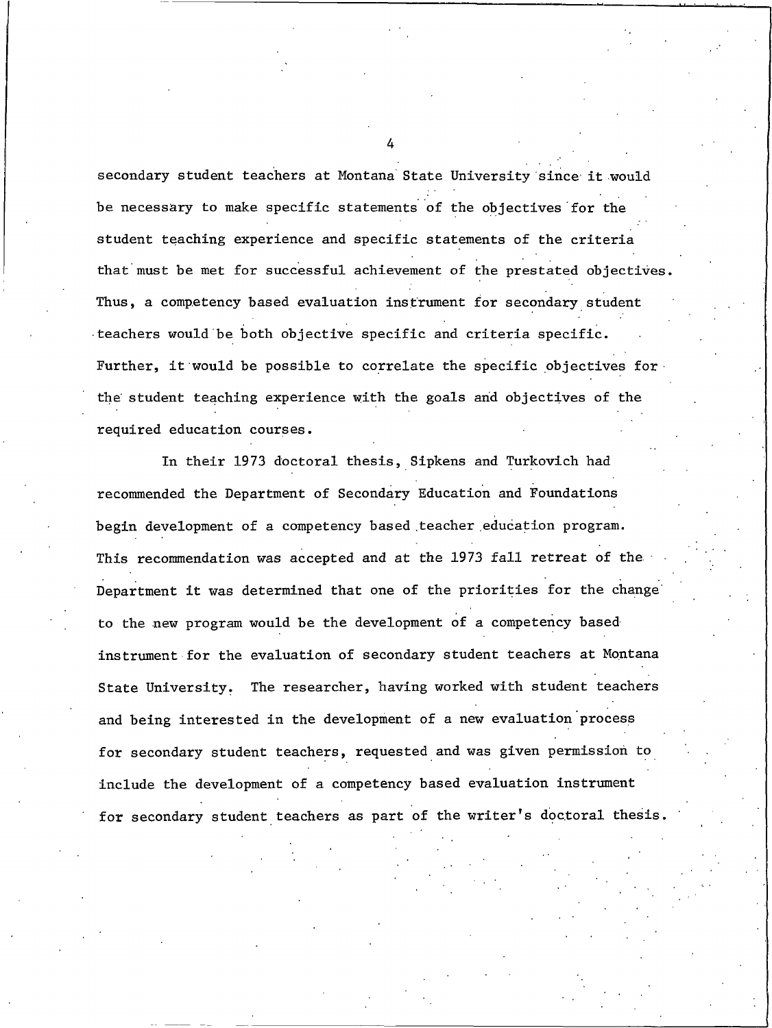secondary student teachers at Montana State University since it would be necessary to make specific statements of the objectives for the student teaching experience and specific statements of the criteria that must be met for successful achievement of the prestated objectives. Thus, a competency based evaluation instrument for secondary student teachers would be both objective specific and criteria specific. Further, it would be possible to correlate the specific objectives for the student teaching experience with the goals and objectives of the required education courses.

In their 1973 doctoral thesis, Sipkens and Turkovich had recommended the Department of Secondary Education and Foundations begin development of a competency based teacher education program. This recommendation was accepted and at the 1973 fall retreat of the Department it was determined that one of the priorities for the change to the new program would be the development of a competency based instrument for the evaluation of secondary student teachers at Montana State University. The researcher, having worked with student teachers and being interested in the development of a new evaluation process for secondary student teachers, requested and was given permission to include the development of a competency based evaluation instrument for secondary student teachers as part of the writer's doctoral thesis.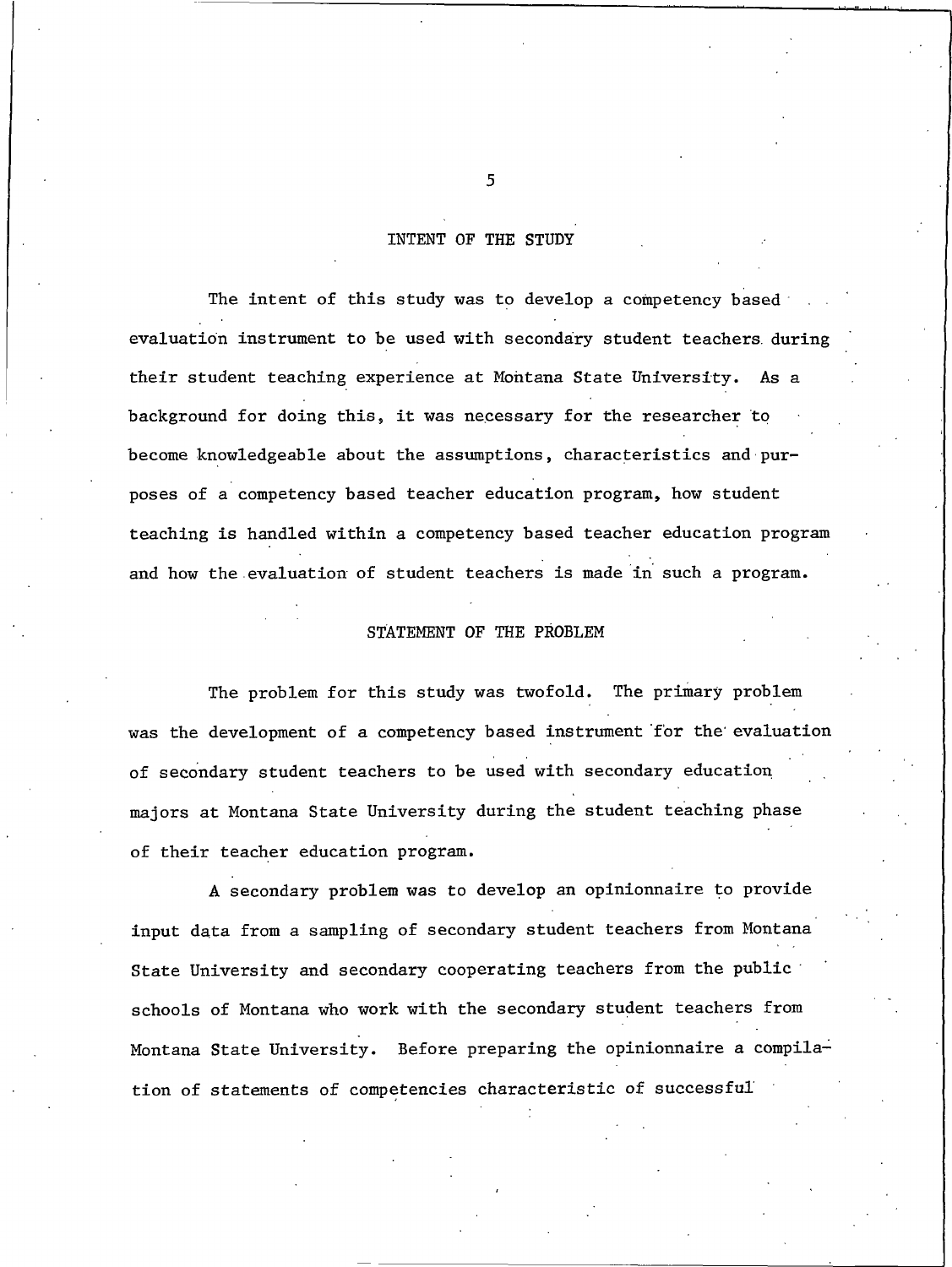## INTENT OF THE STUDY

The intent of this study was to develop a competency based evaluation instrument to be used with secondary student teachers during their student teaching experience at Montana State University. As a background for doing this, it was necessary for the researcher to become knowledgeable about the assumptions, characteristics and purposes of a competency based teacher education program, how student teaching is handled within a competency based teacher education program and how the evaluation of student teachers is made in such a program.

## STATEMENT OF THE PROBLEM

The problem for this study was twofold. The primary problem was the development of a competency based instrument for the evaluation of secondary student teachers to be used with secondary education majors at Montana State University during the student teaching phase of their teacher education program.

A secondary problem was to develop an opinionnaire to provide input data from a sampling of secondary student teachers from Montana State University and secondary cooperating teachers from the public schools of Montana who work with the secondary student teachers from Montana State University. Before preparing the opinionnaire a compilation of statements of competencies characteristic of successful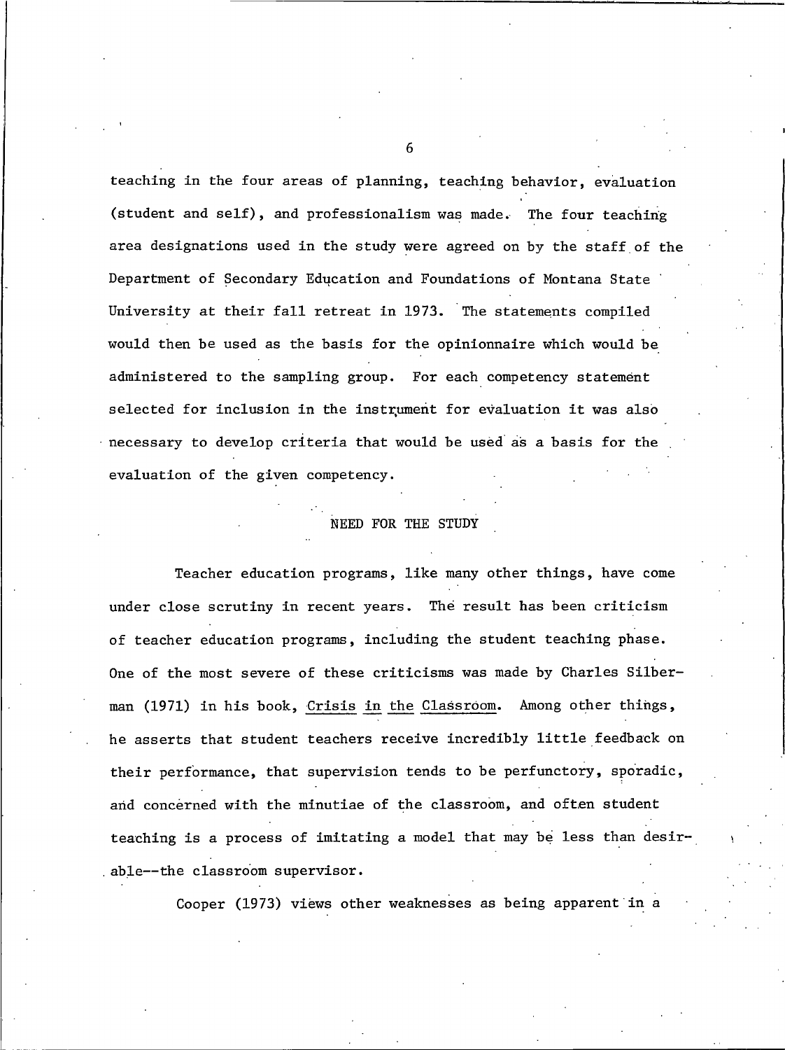teaching in the four areas of planning, teaching behavior, evaluation (student and self), and professionalism was made. The four teaching area designations used in the study were agreed on by the staff of the Department of Secondary Education and Foundations of Montana State University at their fall retreat in 1973. The statements compiled would then be used as the basis for the opinionnaire which would be administered to the sampling group. For each competency statement selected for inclusion in the instrument for evaluation it was also necessary to develop criteria that would be used as a basis for the evaluation of the given competency.

## NEED FOR THE STUDY

Teacher education programs, like many other things, have come under close scrutiny in recent years. The result has been criticism of teacher education programs, including the student teaching phase. One of the most severe of these criticisms was made by Charles Silberman (1971) in his book, Crisis in the Classroom. Among other things, he asserts that student teachers receive incredibly little feedback on their performance, that supervision tends to be perfunctory, sporadic, and concerned with the minutiae of the classroom, and often student teaching is a process of imitating a model that may be less than desirable--the classroom supervisor.

Cooper (1973) views other weaknesses as being apparent in a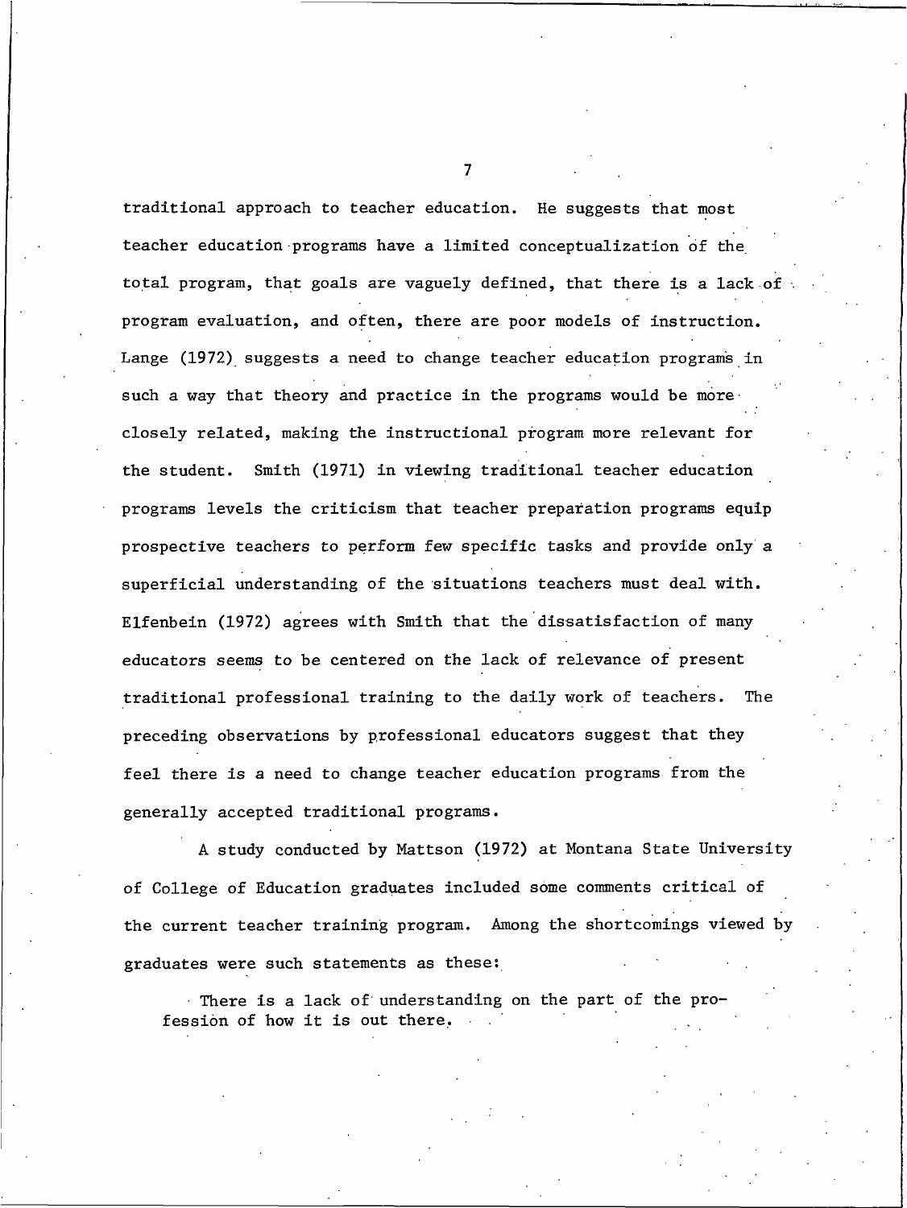traditional approach to teacher education. He suggests that most teacher education programs have a limited conceptualization of the total program, that goals are vaguely defined, that there is a lack of program evaluation, and often, there are poor models of instruction. Lange (1972) suggests a need to change teacher education programs in such a way that theory and practice in the programs would be more closely related, making the instructional program more relevant for the student. Smith (1971) in viewing traditional teacher education programs levels the criticism that teacher preparation programs equip prospective teachers to perform few specific tasks and provide only a superficial understanding of the situations teachers must deal with. Elfenbein (1972) agrees with Smith that the dissatisfaction of many educators seems to be centered on the lack of relevance of present traditional professional training to the daily work of teachers. The preceding observations by professional educators suggest that they feel there is a need to change teacher education programs from the generally accepted traditional programs.

A study conducted by Mattson (1972) at Montana State University of College of Education graduates included some comments critical of the current teacher training program. Among the shortcomings viewed by graduates were such statements as these:

> There is a lack of understanding on the part of the profession of how it is out there.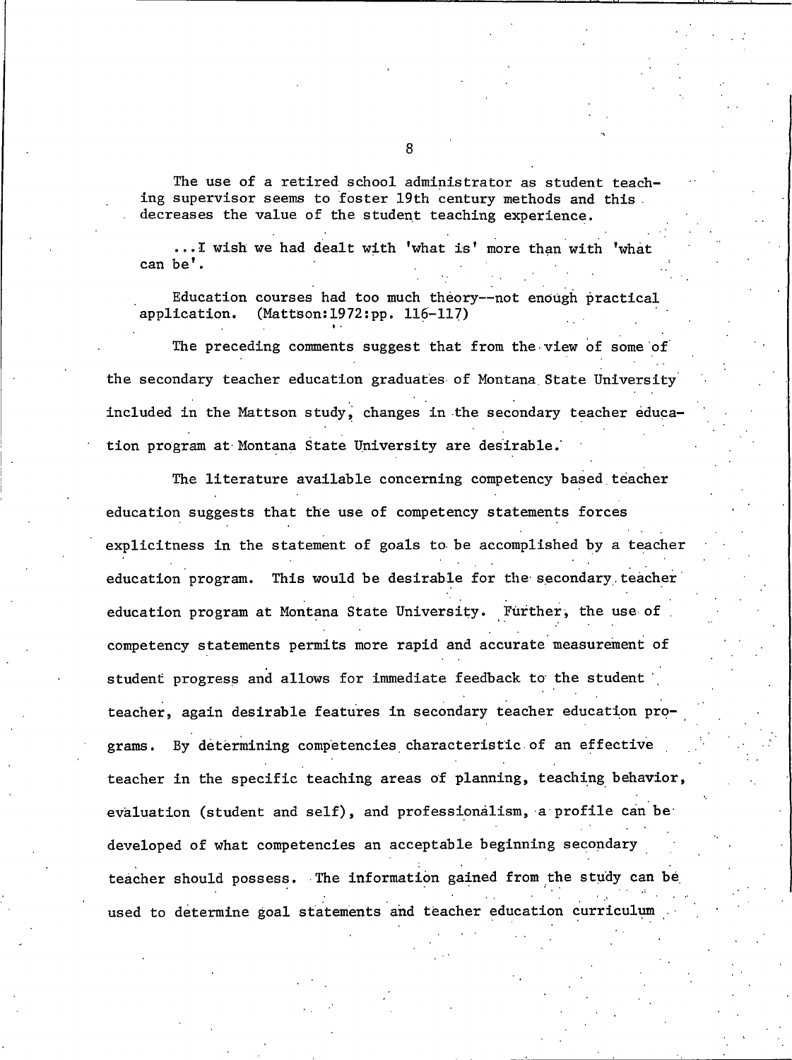The use of a retired school administrator as student teaching supervisor seems to foster 19th century methods and this decreases the value of the student teaching experience.

...I wish we had dealt with 'what is' more than with 'what can be'.

Education courses had too much theory--not enough practical application. (Mattson:1972:pp. 116-117)

The preceding comments suggest that from the view of some of the secondary teacher education graduates of Montana State University included in the Mattson study, changes in the secondary teacher education program at Montana State University are desirable.

The literature available concerning competency based teacher education suggests that the use of competency statements forces explicitness in the statement of goals to be accomplished by a teacher education program. This would be desirable for the secondary teacher education program at Montana State University. Further, the use of competency statements permits more rapid and accurate measurement of student progress and allows for immediate feedback to the student teacher, again desirable features in secondary teacher education programs. By determining competencies characteristic of an effective teacher in the specific teaching areas of planning, teaching behavior, evaluation (student and self), and professionalism, a profile can be developed of what competencies an acceptable beginning secondary teacher should possess. The information gained from the study can be used to determine goal statements and teacher education curriculum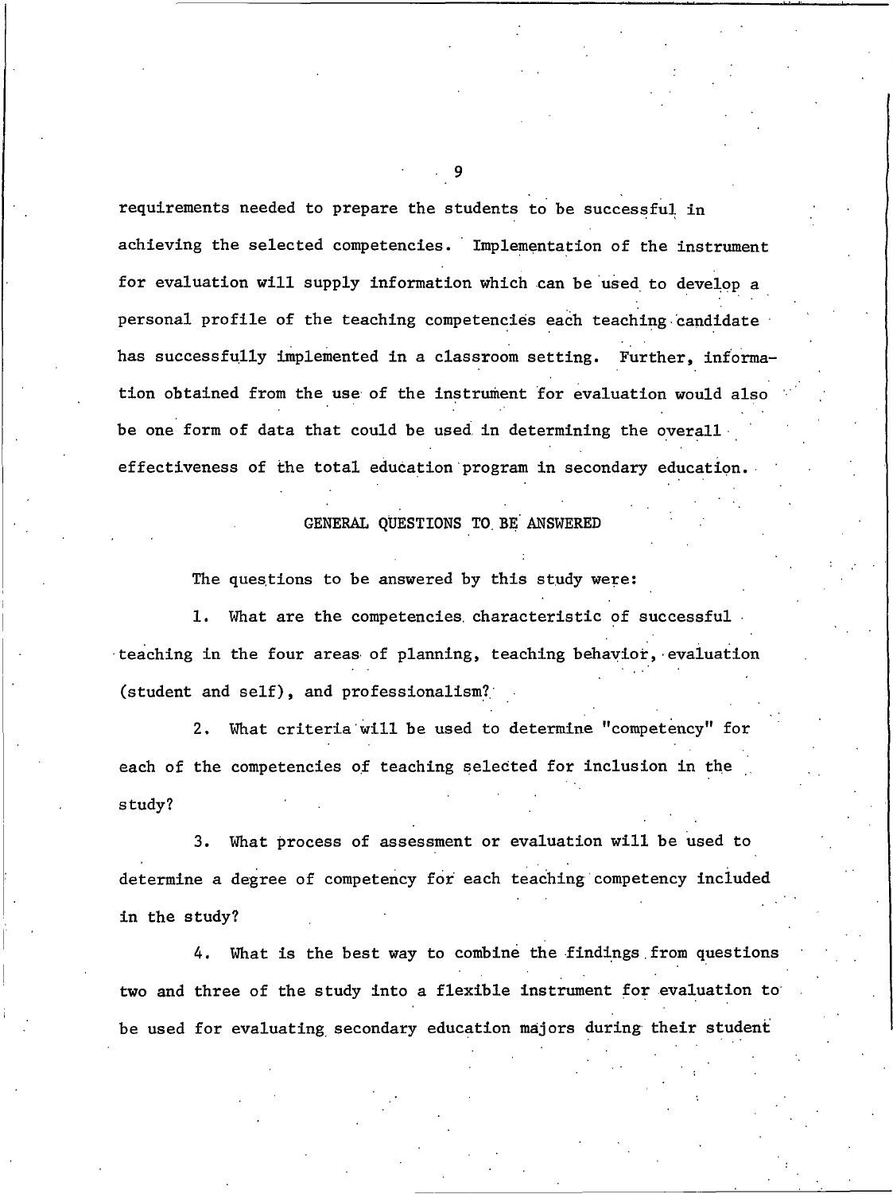requirements needed to prepare the students to be successful in achieving the selected competencies. Implementation of the instrument for evaluation will supply information which can be used to develop a personal profile of the teaching competencies each teaching candidate has successfully implemented in a classroom setting. Further, information obtained from the use of the instrument for evaluation would also be one form of data that could be used in determining the overall effectiveness of the total education program in secondary education.

## GENERAL QUESTIONS TO BE ANSWERED

The questions to be answered by this study were:

1. What are the competencies characteristic of successful teaching in the four areas of planning, teaching behavior, evaluation (student and self), and professionalism?

2. What criteria will be used to determine "competency" for each of the competencies of teaching selected for inclusion in the study?

3. What process of assessment or evaluation will be used to determine a degree of competency for each teaching competency included in the study?

4. What is the best way to combine the findings from questions two and three of the study into a flexible instrument for evaluation to be used for evaluating secondary education majors during their student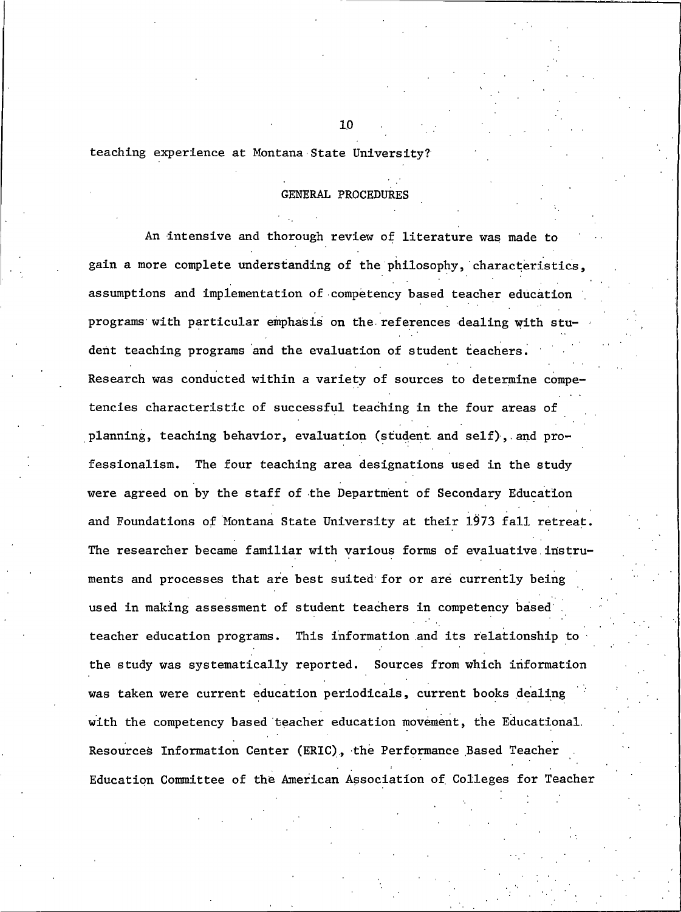teaching experience at Montana State University?

## GENERAL PROCEDURES

An intensive and thorough review of literature was made to gain a more complete understanding of the philosophy, characteristics, assumptions and implementation of competency based teacher education programs with particular emphasis on the references dealing with student teaching programs and the evaluation of student teachers. Research was conducted within a variety of sources to determine competencies characteristic of successful teaching in the four areas of planning, teaching behavior, evaluation (student and self), and professionalism. The four teaching area designations used in the study were agreed on by the staff of the Department of Secondary Education and Foundations of Montana State University at their 1973 fall retreat. The researcher became familiar with various forms of evaluative instruments and processes that are best suited for or are currently being used in making assessment of student teachers in competency based teacher education programs. This information and its relationship to the study was systematically reported. Sources from which information was taken were current education periodicals, current books dealing with the competency based teacher education movement, the Educational Resources Information Center (ERIC), the Performance Based Teacher Education Committee of the American Association of Colleges for Teacher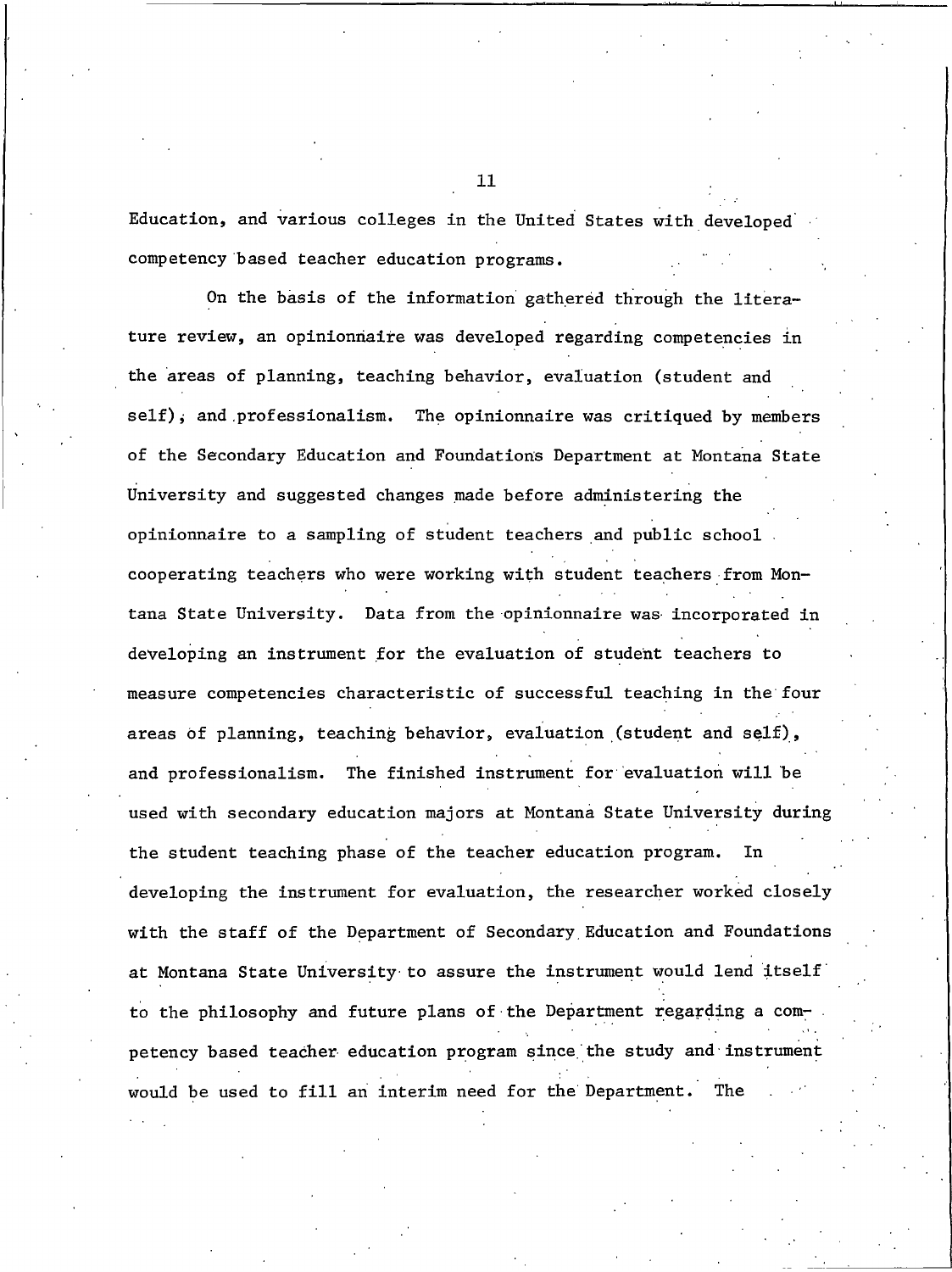Education, and various colleges in the United States with developed competency based teacher education programs.

On the basis of the information gathered through the literature review, an opinionnaire was developed regarding competencies in the areas of planning, teaching behavior, evaluation (student and self), and professionalism. The opinionnaire was critiqued by members of the Secondary Education and Foundations Department at Montana State University and suggested changes made before administering the opinionnaire to a sampling of student teachers and public school cooperating teachers who were working with student teachers from Montana State University. Data from the opinionnaire was incorporated in developing an instrument for the evaluation of student teachers to measure competencies characteristic of successful teaching in the four areas of planning, teaching behavior, evaluation (student and self), and professionalism. The finished instrument for evaluation will be used with secondary education majors at Montana State University during the student teaching phase of the teacher education program. In developing the instrument for evaluation, the researcher worked closely with the staff of the Department of Secondary Education and Foundations at Montana State University to assure the instrument would lend itself to the philosophy and future plans of the Department regarding a competency based teacher education program since the study and instrument would be used to fill an interim need for the Department. The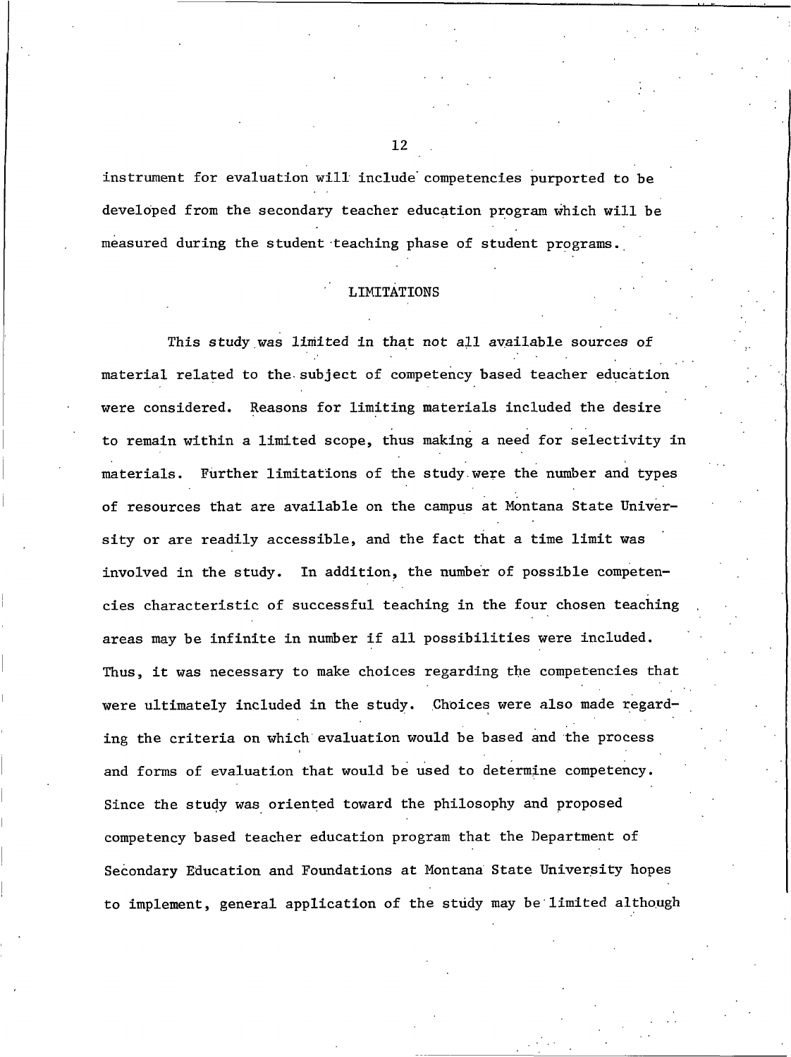instrument for evaluation will include competencies purported to be developed from the secondary teacher education program which will be measured during the student teaching phase of student programs.

## LIMITATIONS

This study was limited in that not all available sources of material related to the subject of competency based teacher education were considered. Reasons for limiting materials included the desire to remain within a limited scope, thus making a need for selectivity in materials. Further limitations of the study were the number and types of resources that are available on the campus at Montana State University or are readily accessible, and the fact that a time limit was involved in the study. In addition, the number of possible competencies characteristic of successful teaching in the four chosen teaching areas may be infinite in number if all possibilities were included. Thus, it was necessary to make choices regarding the competencies that were ultimately included in the study. Choices were also made regarding the criteria on which evaluation would be based and the process and forms of evaluation that would be used to determine competency. Since the study was oriented toward the philosophy and proposed competency based teacher education program that the Department of Secondary Education and Foundations at Montana State University hopes to implement, general application of the study may be limited although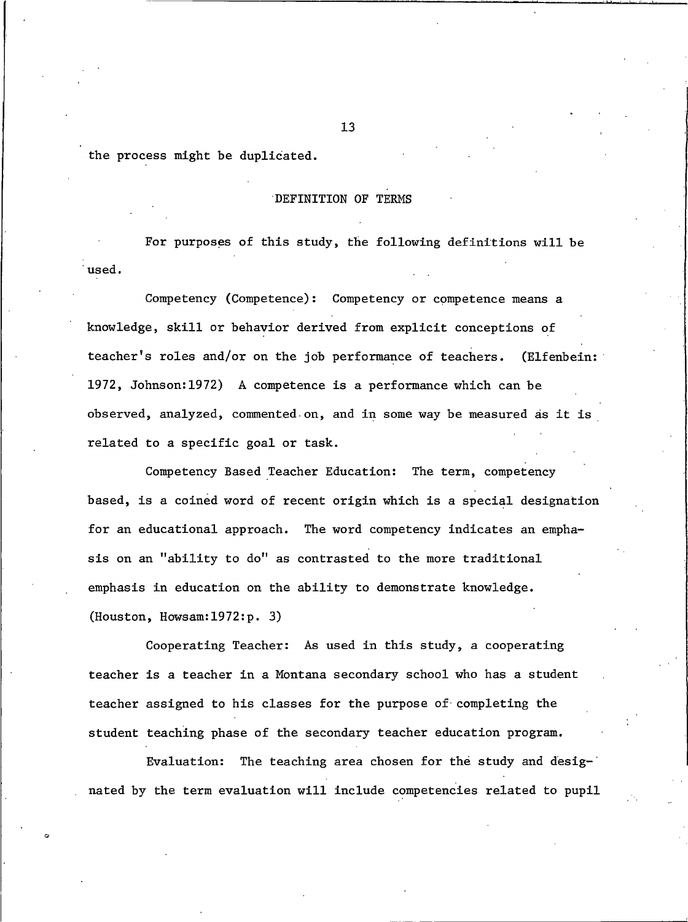the process might be duplicated.

## DEFINITION OF TERMS

For purposes of this study, the following definitions will be used.

Competency (Competence): Competency or competence means a knowledge, skill or behavior derived from explicit conceptions of teacher's roles and/or on the job performance of teachers. (Elfenbein: 1972, Johnson:1972) A competence is a performance which can be observed, analyzed, commented on, and in some way be measured as it is related to a specific goal or task.

Competency Based Teacher Education: The term, competency based, is a coined word of recent origin which is a special designation for an educational approach. The word competency indicates an emphasis on an "ability to do" as contrasted to the more traditional emphasis in education on the ability to demonstrate knowledge. (Houston, Howsam:1972:p. 3)

Cooperating Teacher: As used in this study, a cooperating teacher is a teacher in a Montana secondary school who has a student teacher assigned to his classes for the purpose of completing the student teaching phase of the secondary teacher education program.

Evaluation: The teaching area chosen for the study and designated by the term evaluation will include competencies related to pupil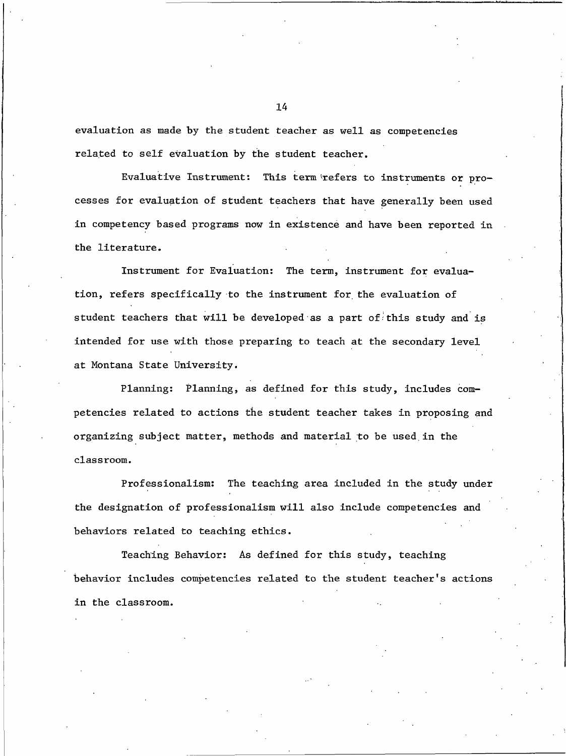evaluation as made by the student teacher as well as competencies related to self evaluation by the student teacher.

Evaluative Instrument: This term refers to instruments or processes for evaluation of student teachers that have generally been used in competency based programs now in existence and have been reported in the literature.

Instrument for Evaluation: The term, instrument for evaluation, refers specifically to the instrument for the evaluation of student teachers that will be developed as a part of this study and is intended for use with those preparing to teach at the secondary level at Montana State University.

Planning: Planning, as defined for this study, includes competencies related to actions the student teacher takes in proposing and organizing subject matter, methods and material to be used in the classroom.

Professionalism: The teaching area included in the study under the designation of professionalism will also include competencies and behaviors related to teaching ethics.

Teaching Behavior: As defined for this study, teaching behavior includes competencies related to the student teacher's actions in the classroom.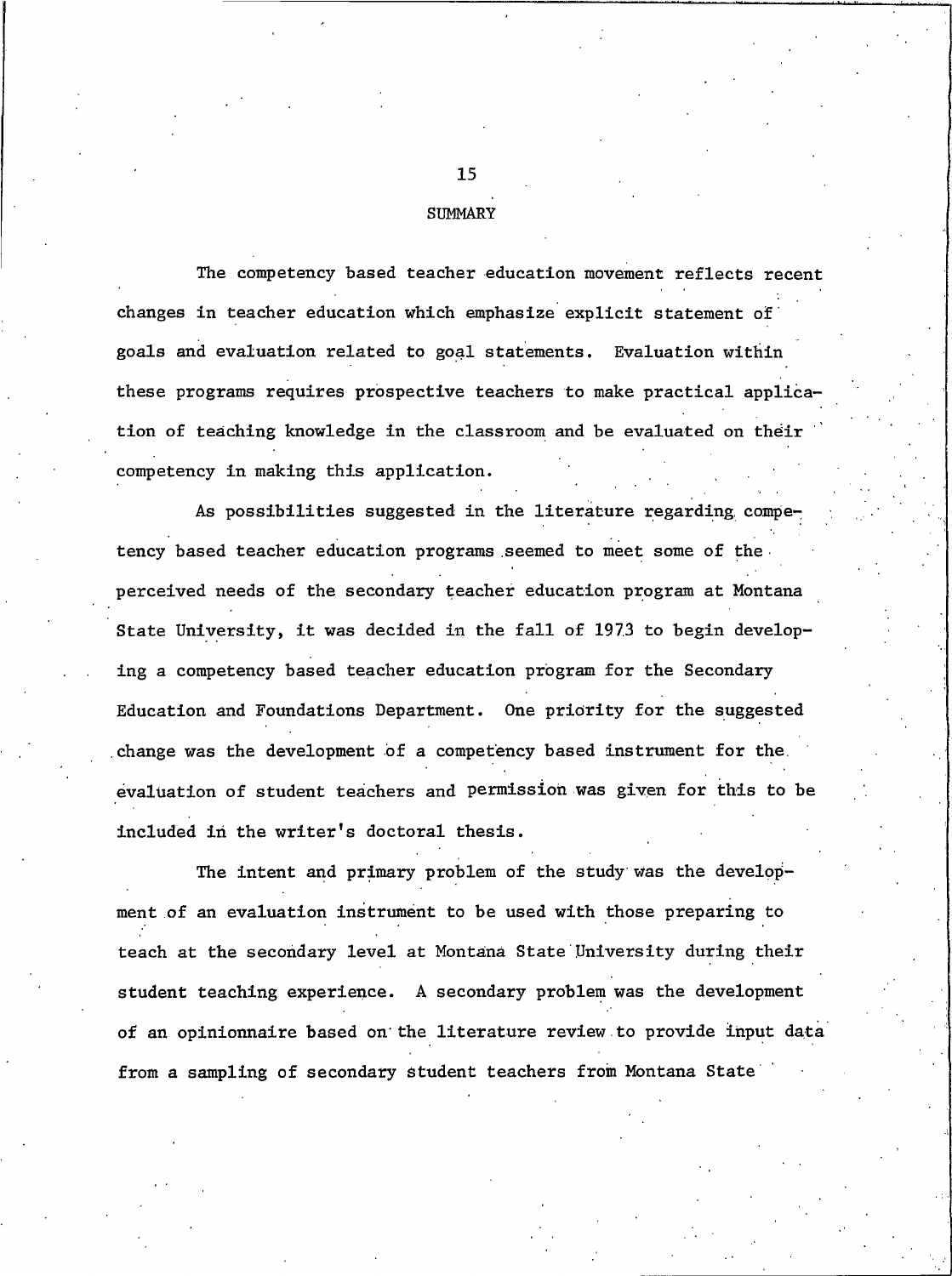## SUMMARY

The competency based teacher education movement reflects recent changes in teacher education which emphasize explicit statement of goals and evaluation related to goal statements. Evaluation within these programs requires prospective teachers to make practical application of teaching knowledge in the classroom and be evaluated on their competency in making this application.

As possibilities suggested in the literature regarding competency based teacher education programs seemed to meet some of the perceived needs of the secondary teacher education program at Montana State University, it was decided in the fall of 1973 to begin developing a competency based teacher education program for the Secondary Education and Foundations Department. One priority for the suggested change was the development of a competency based instrument for the evaluation of student teachers and permission was given for this to be included in the writer's doctoral thesis.

The intent and primary problem of the study was the development of an evaluation instrument to be used with those preparing to teach at the secondary level at Montana State University during their student teaching experience. A secondary problem was the development of an opinionnaire based on the literature review to provide input data from a sampling of secondary student teachers from Montana State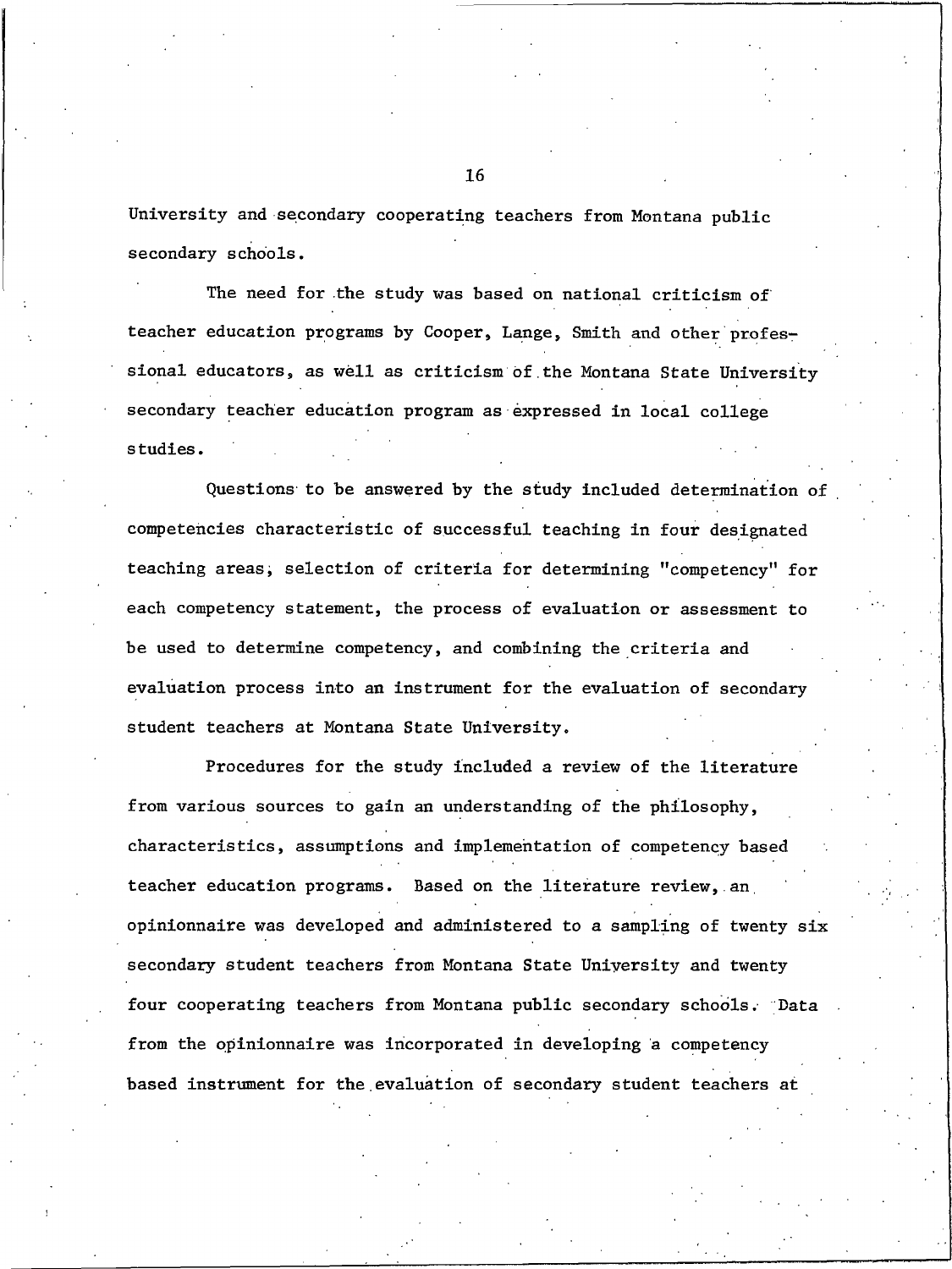University and secondary cooperating teachers from Montana public secondary schools.

The need for the study was based on national criticism of teacher education programs by Cooper, Lange, Smith and other professional educators, as well as criticism of the Montana State University secondary teacher education program as expressed in local college studies.

Questions to be answered by the study included determination of competencies characteristic of successful teaching in four designated teaching areas, selection of criteria for determining "competency" for each competency statement, the process of evaluation or assessment to be used to determine competency, and combining the criteria and evaluation process into an instrument for the evaluation of secondary student teachers at Montana State University.

Procedures for the study included a review of the literature from various sources to gain an understanding of the philosophy, characteristics, assumptions and implementation of competency based teacher education programs. Based on the literature review, an opinionnaire was developed and administered to a sampling of twenty six secondary student teachers from Montana State University and twenty four cooperating teachers from Montana public secondary schools. Data from the opinionnaire was incorporated in developing a competency based instrument for the evaluation of secondary student teachers at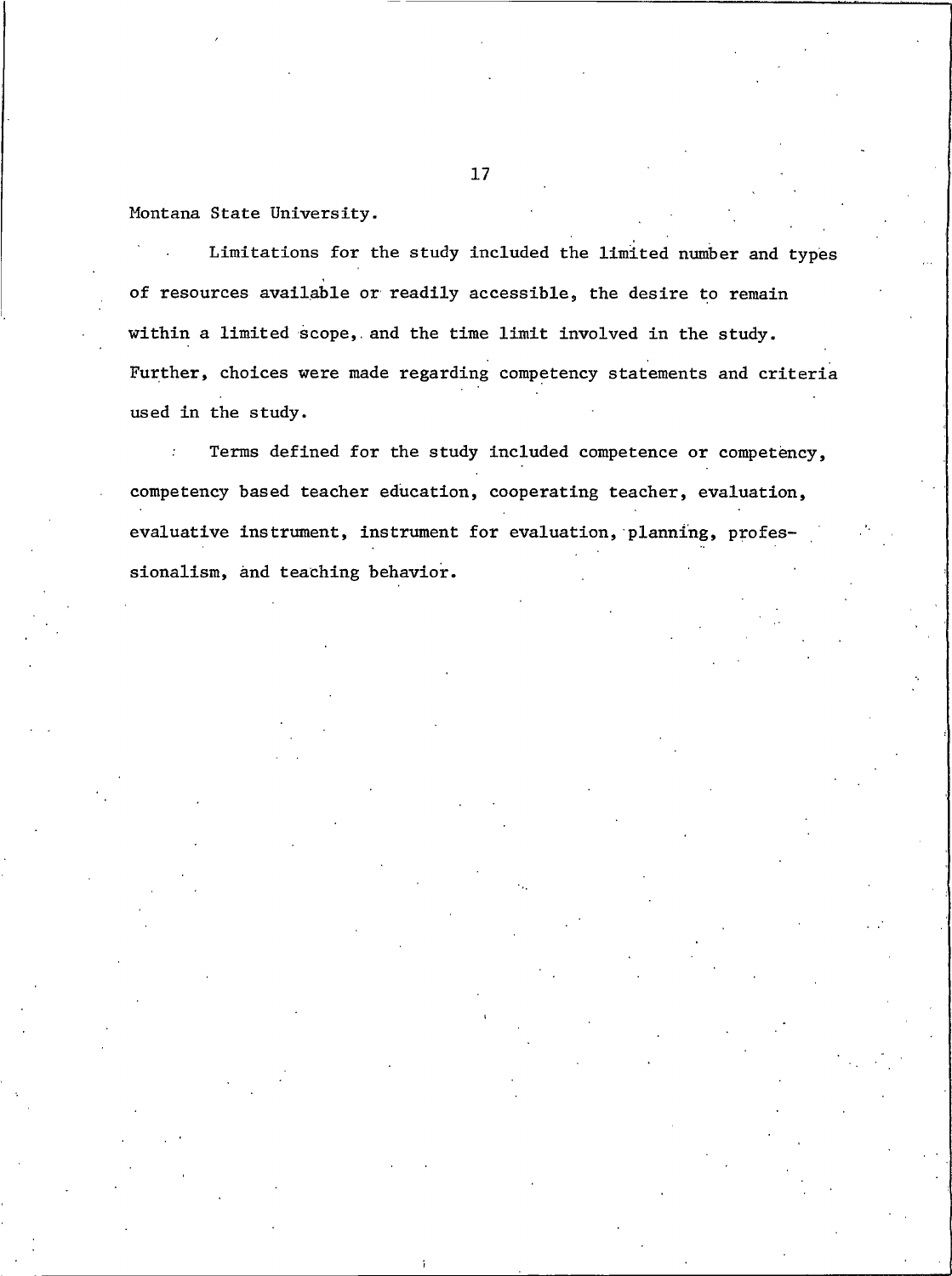Montana State University.

Limitations for the study included the limited number and types of resources available or readily accessible, the desire to remain within a limited scope, and the time limit involved in the study. Further, choices were made regarding competency statements and criteria used in the study.

Terms defined for the study included competence or competency, competency based teacher education, cooperating teacher, evaluation, evaluative instrument, instrument for evaluation, planning, professionalism, and teaching behavior.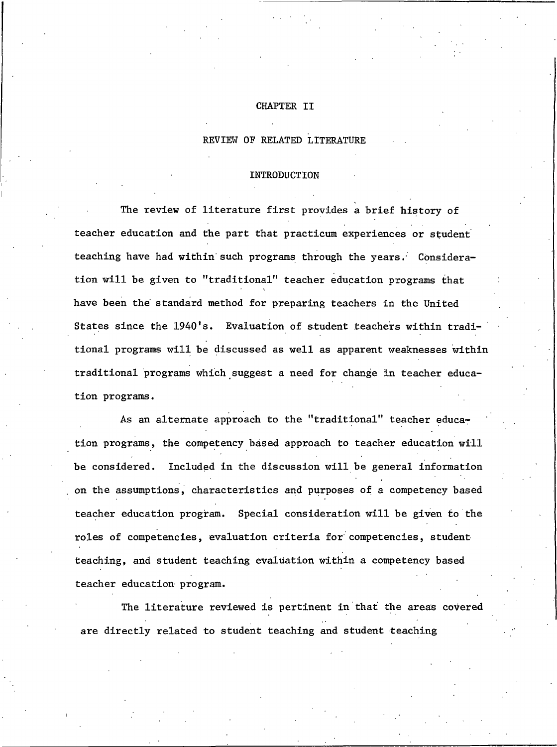# CHAPTER II

## REVIEW OF RELATED LITERATURE

### INTRODUCTION

The review of literature first provides a brief history of teacher education and the part that practicum experiences or student teaching have had within such programs through the years. Consideration will be given to "traditional" teacher education programs that have been the standard method for preparing teachers in the United States since the 1940's. Evaluation of student teachers within traditional programs will be discussed as well as apparent weaknesses within traditional programs which suggest a need for change in teacher education programs.

As an alternate approach to the "traditional" teacher education programs, the competency based approach to teacher education will be considered. Included in the discussion will be general information on the assumptions, characteristics and purposes of a competency based teacher education program. Special consideration will be given to the roles of competencies, evaluation criteria for competencies, student teaching, and student teaching evaluation within a competency based teacher education program.

The literature reviewed is pertinent in that the areas covered are directly related to student teaching and student teaching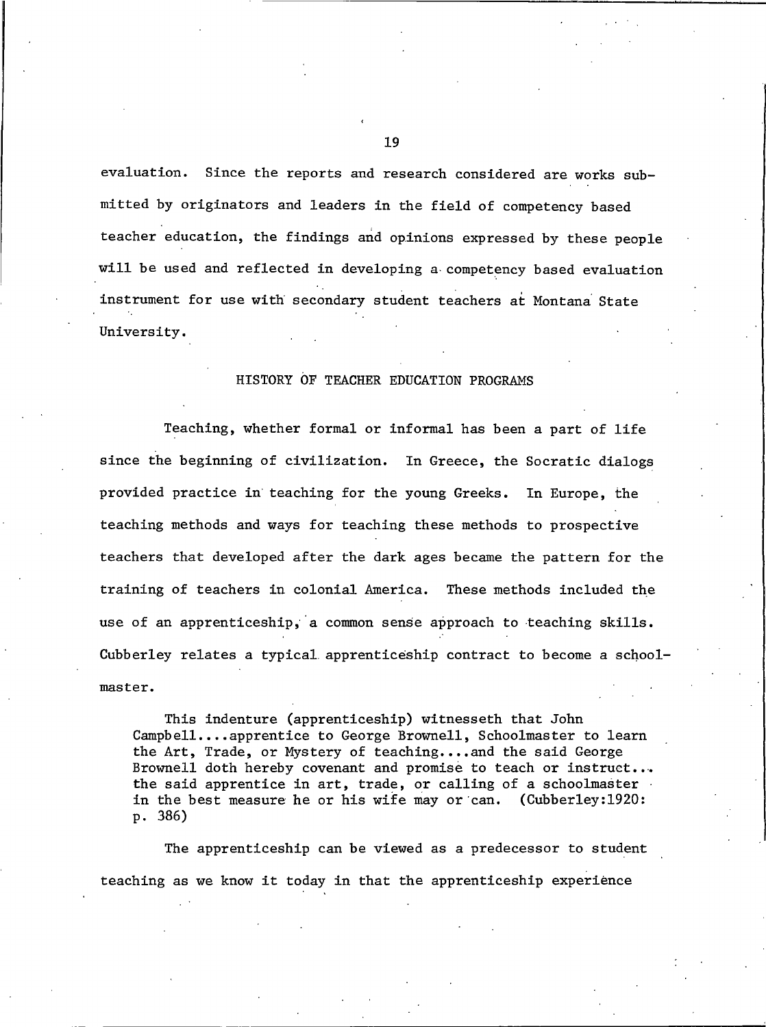evaluation. Since the reports and research considered are works submitted by originators and leaders in the field of competency based teacher education, the findings and opinions expressed by these people will be used and reflected in developing a competency based evaluation instrument for use with secondary student teachers at Montana State University.

## HISTORY OF TEACHER EDUCATION PROGRAMS

Teaching, whether formal or informal has been a part of life since the beginning of civilization. In Greece, the Socratic dialogs provided practice in teaching for the young Greeks. In Europe, the teaching methods and ways for teaching these methods to prospective teachers that developed after the dark ages became the pattern for the training of teachers in colonial America. These methods included the use of an apprenticeship, a common sense approach to teaching skills. Cubberley relates a typical apprenticeship contract to become a schoolmaster.

> This indenture (apprenticeship) witnesseth that John Campbell....apprentice to George Brownell, Schoolmaster to learn the Art, Trade, or Mystery of teaching....and the said George Brownell doth hereby covenant and promise to teach or instruct... the said apprentice in art, trade, or calling of a schoolmaster in the best measure he or his wife may or can. (Cubberley:1920: p. 386)

The apprenticeship can be viewed as a predecessor to student teaching as we know it today in that the apprenticeship experience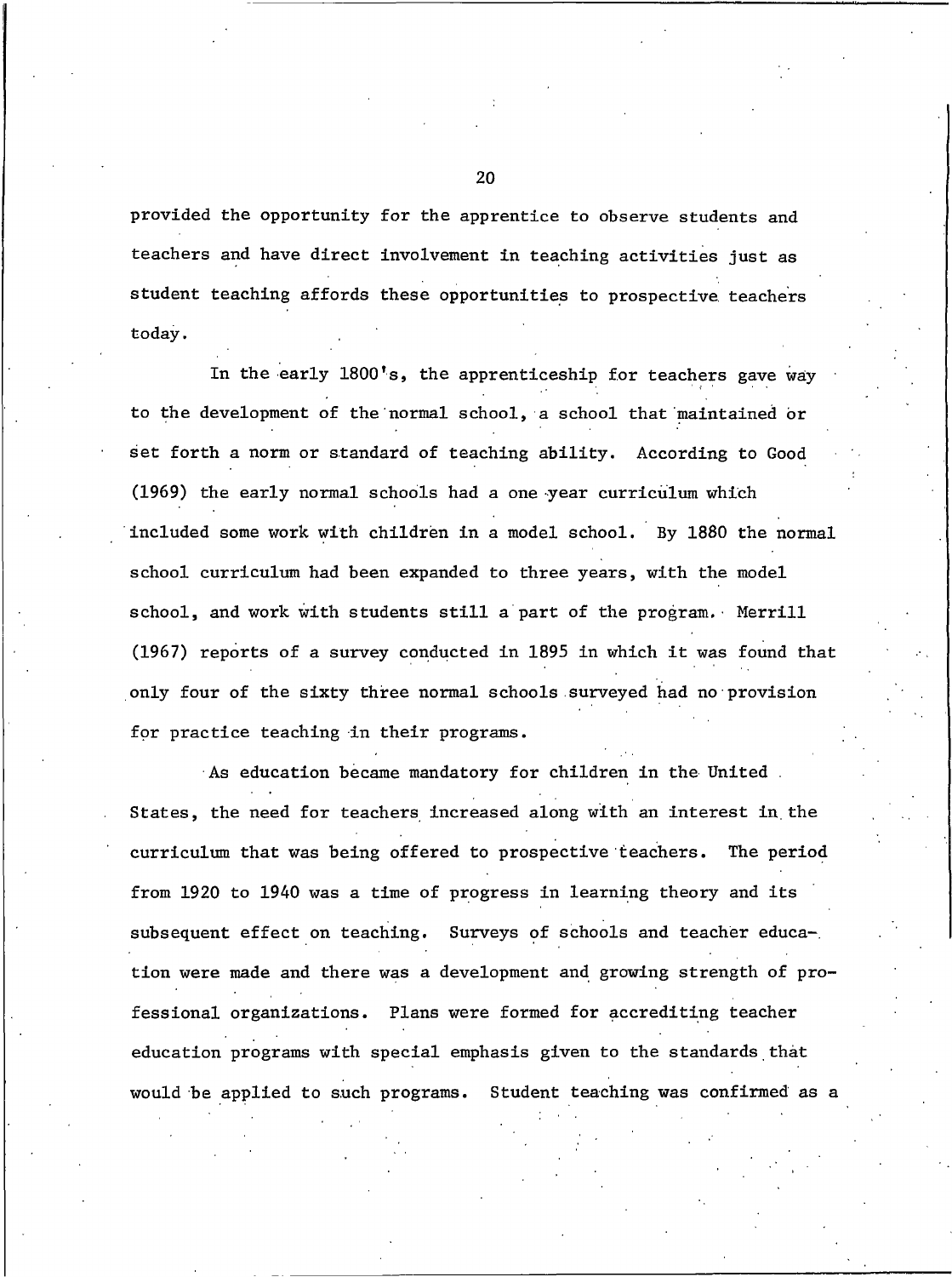provided the opportunity for the apprentice to observe students and teachers and have direct involvement in teaching activities just as student teaching affords these opportunities to prospective teachers today.

In the early 1800's, the apprenticeship for teachers gave way to the development of the normal school, a school that maintained or set forth a norm or standard of teaching ability. According to Good (1969) the early normal schools had a one year curriculum which included some work with children in a model school. By 1880 the normal school curriculum had been expanded to three years, with the model school, and work with students still a part of the program. Merrill (1967) reports of a survey conducted in 1895 in which it was found that only four of the sixty three normal schools surveyed had no provision for practice teaching in their programs.

As education became mandatory for children in the United States, the need for teachers increased along with an interest in the curriculum that was being offered to prospective teachers. The period from 1920 to 1940 was a time of progress in learning theory and its subsequent effect on teaching. Surveys of schools and teacher education were made and there was a development and growing strength of professional organizations. Plans were formed for accrediting teacher education programs with special emphasis given to the standards that would be applied to such programs. Student teaching was confirmed as a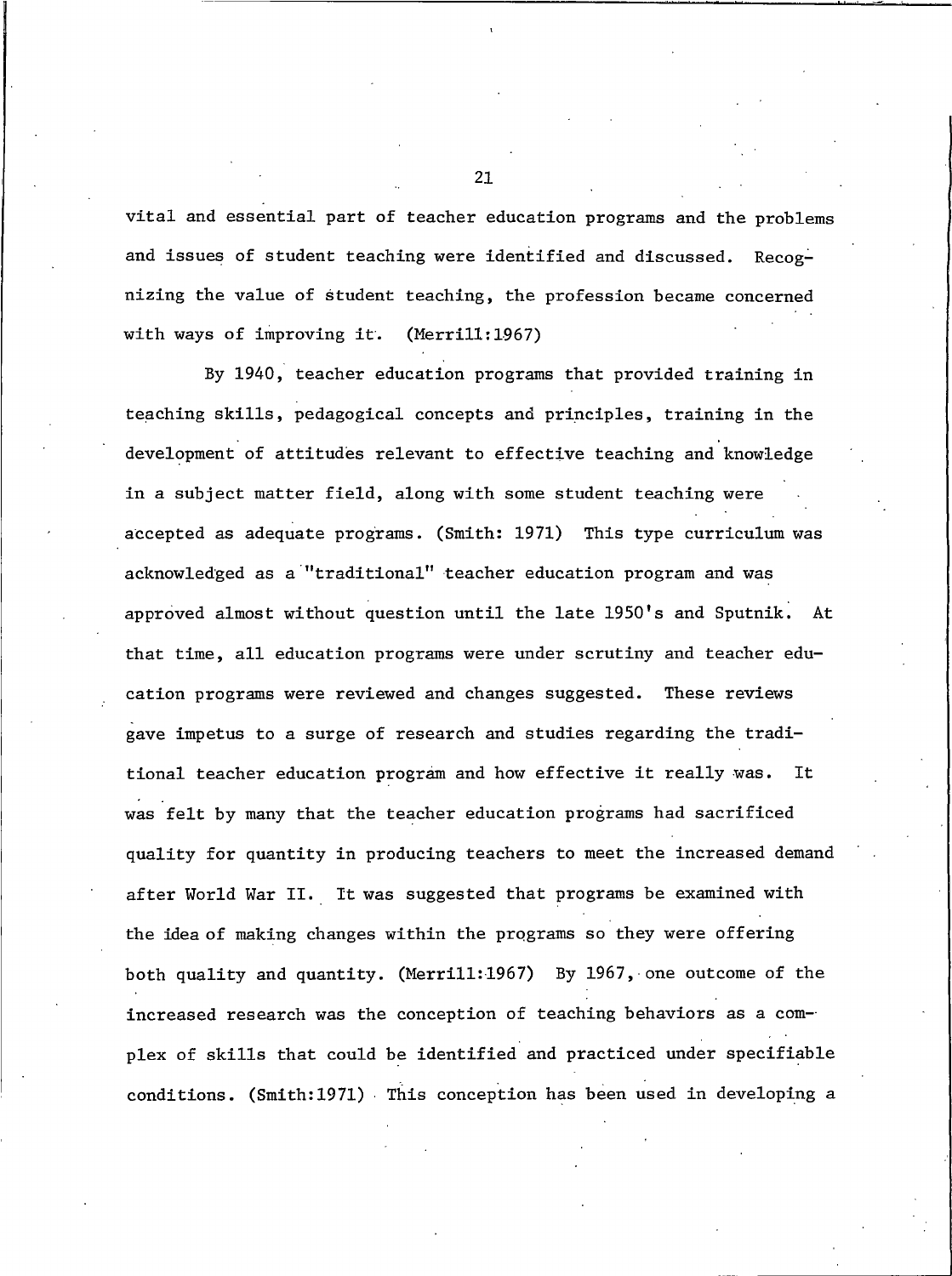vital and essential part of teacher education programs and the problems and issues of student teaching were identified and discussed. Recognizing the value of student teaching, the profession became concerned with ways of improving it. (Merrill:1967)

By 1940, teacher education programs that provided training in teaching skills, pedagogical concepts and principles, training in the development of attitudes relevant to effective teaching and knowledge in a subject matter field, along with some student teaching were accepted as adequate programs. (Smith: 1971) This type curriculum was acknowledged as a "traditional" teacher education program and was approved almost without question until the late 1950's and Sputnik. At that time, all education programs were under scrutiny and teacher education programs were reviewed and changes suggested. These reviews gave impetus to a surge of research and studies regarding the traditional teacher education program and how effective it really was. It was felt by many that the teacher education programs had sacrificed quality for quantity in producing teachers to meet the increased demand after World War II. It was suggested that programs be examined with the idea of making changes within the programs so they were offering both quality and quantity. (Merrill:1967) By 1967, one outcome of the increased research was the conception of teaching behaviors as a complex of skills that could be identified and practiced under specifiable conditions. (Smith:1971) This conception has been used in developing a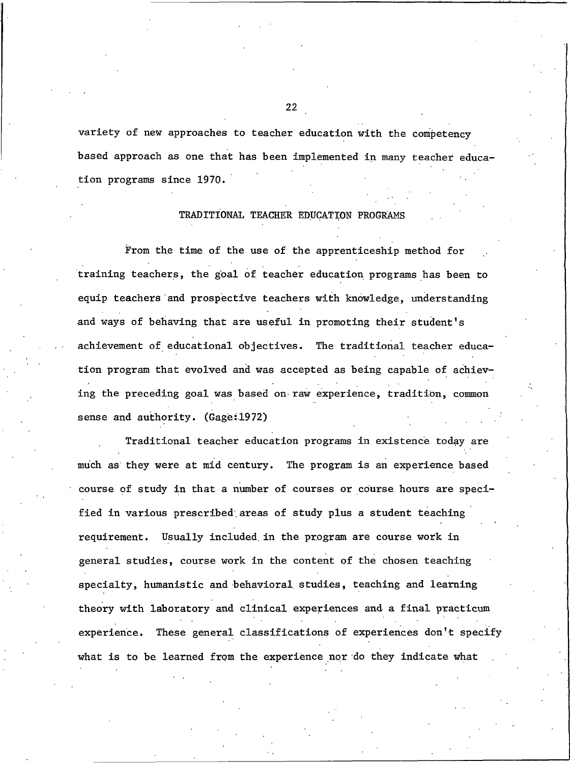variety of new approaches to teacher education with the competency based approach as one that has been implemented in many teacher education programs since 1970.

## TRADITIONAL TEACHER EDUCATION PROGRAMS

From the time of the use of the apprenticeship method for training teachers, the goal of teacher education programs has been to equip teachers and prospective teachers with knowledge, understanding and ways of behaving that are useful in promoting their student's achievement of educational objectives. The traditional teacher education program that evolved and was accepted as being capable of achieving the preceding goal was based on raw experience, tradition, common sense and authority. (Gage:1972)

Traditional teacher education programs in existence today are much as they were at mid century. The program is an experience based course of study in that a number of courses or course hours are specified in various prescribed areas of study plus a student teaching requirement. Usually included in the program are course work in general studies, course work in the content of the chosen teaching specialty, humanistic and behavioral studies, teaching and learning theory with laboratory and clinical experiences and a final practicum experience. These general classifications of experiences don't specify what is to be learned from the experience nor do they indicate what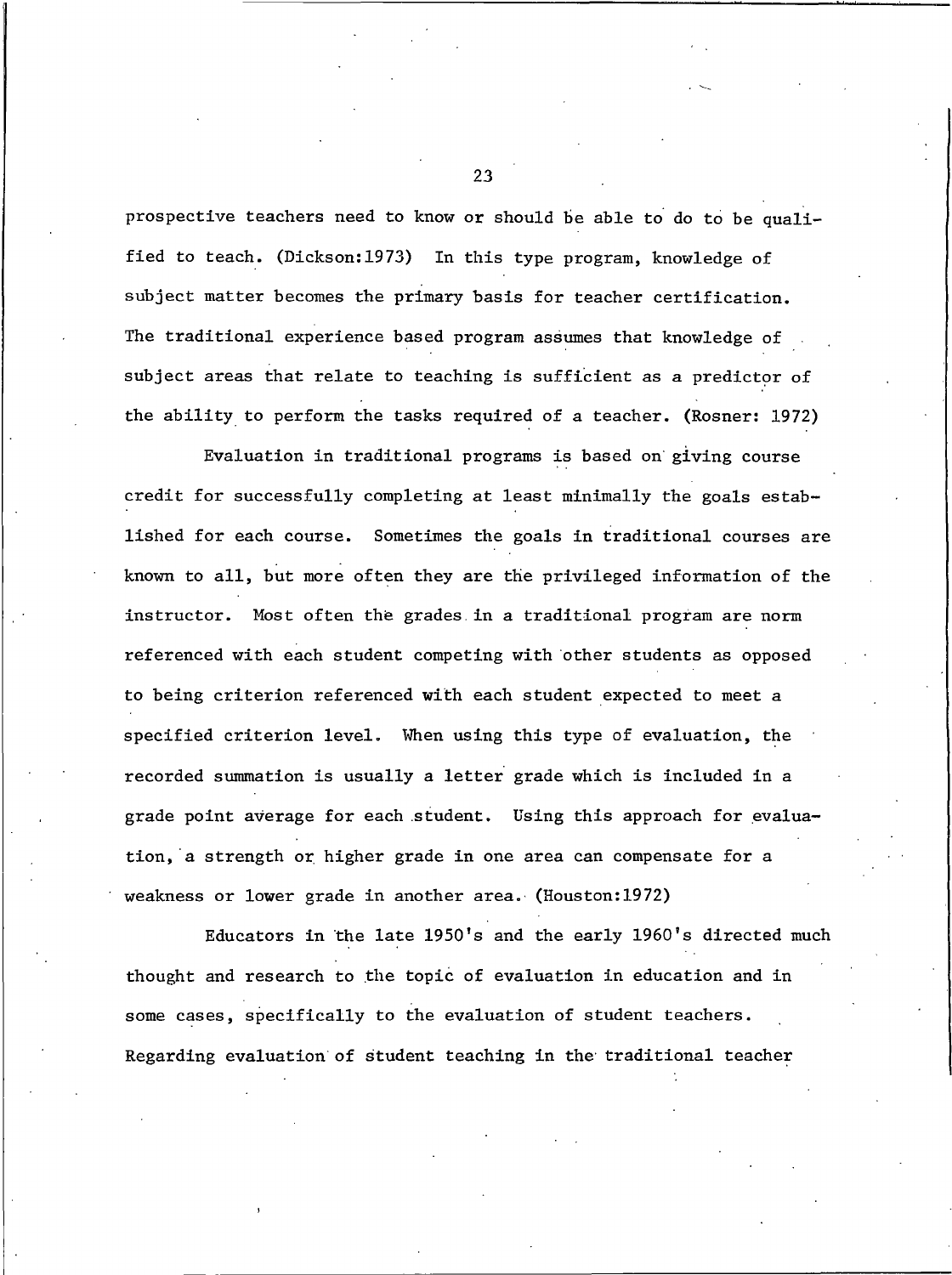prospective teachers need to know or should be able to do to be qualified to teach. (Dickson:1973) In this type program, knowledge of subject matter becomes the primary basis for teacher certification. The traditional experience based program assumes that knowledge of subject areas that relate to teaching is sufficient as a predictor of the ability to perform the tasks required of a teacher. (Rosner: 1972)

Evaluation in traditional programs is based on giving course credit for successfully completing at least minimally the goals established for each course. Sometimes the goals in traditional courses are known to all, but more often they are the privileged information of the instructor. Most often the grades in a traditional program are norm referenced with each student competing with other students as opposed to being criterion referenced with each student expected to meet a specified criterion level. When using this type of evaluation, the recorded summation is usually a letter grade which is included in a grade point average for each student. Using this approach for evaluation, a strength or higher grade in one area can compensate for a weakness or lower grade in another area. (Houston:1972)

Educators in the late 1950's and the early 1960's directed much thought and research to the topic of evaluation in education and in some cases, specifically to the evaluation of student teachers. Regarding evaluation of student teaching in the traditional teacher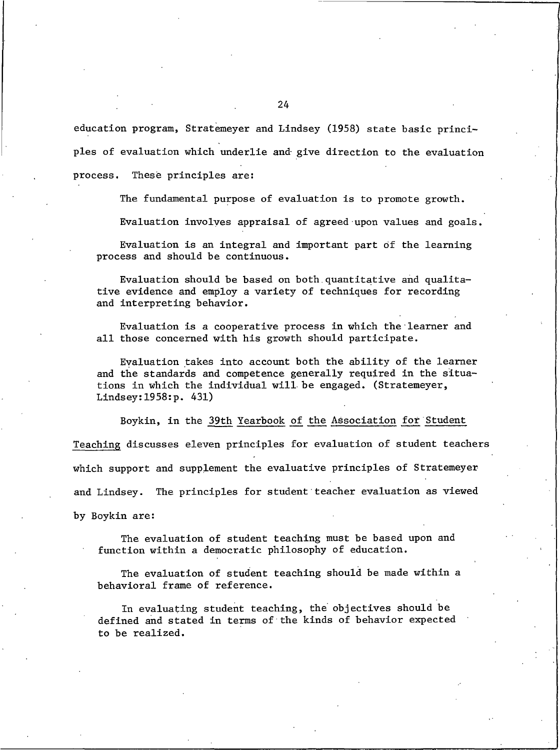education program, Stratemeyer and Lindsey (1958) state basic principles of evaluation which underlie and give direction to the evaluation process. These principles are:

> The fundamental purpose of evaluation is to promote growth.
>
> Evaluation involves appraisal of agreed upon values and goals.
>
> Evaluation is an integral and important part of the learning process and should be continuous.
>
> Evaluation should be based on both quantitative and qualitative evidence and employ a variety of techniques for recording and interpreting behavior.
>
> Evaluation is a cooperative process in which the learner and all those concerned with his growth should participate.
>
> Evaluation takes into account both the ability of the learner and the standards and competence generally required in the situations in which the individual will be engaged. (Stratemeyer, Lindsey:1958:p. 431)

Boykin, in the <u>39th Yearbook of the Association for Student Teaching</u> discusses eleven principles for evaluation of student teachers which support and supplement the evaluative principles of Stratemeyer and Lindsey. The principles for student teacher evaluation as viewed by Boykin are:

> The evaluation of student teaching must be based upon and function within a democratic philosophy of education.
>
> The evaluation of student teaching should be made within a behavioral frame of reference.
>
> In evaluating student teaching, the objectives should be defined and stated in terms of the kinds of behavior expected to be realized.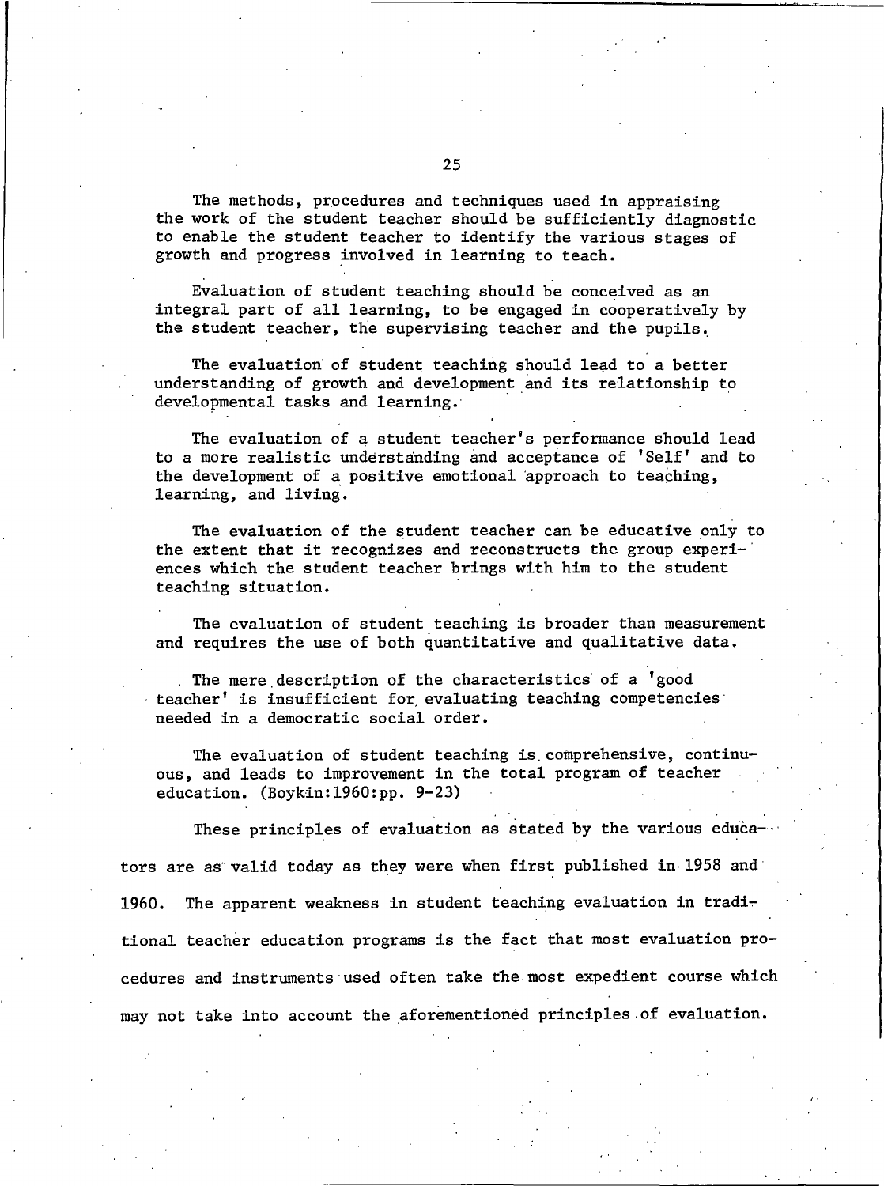The methods, procedures and techniques used in appraising the work of the student teacher should be sufficiently diagnostic to enable the student teacher to identify the various stages of growth and progress involved in learning to teach.

Evaluation of student teaching should be conceived as an integral part of all learning, to be engaged in cooperatively by the student teacher, the supervising teacher and the pupils.

The evaluation of student teaching should lead to a better understanding of growth and development and its relationship to developmental tasks and learning.

The evaluation of a student teacher's performance should lead to a more realistic understanding and acceptance of 'Self' and to the development of a positive emotional approach to teaching, learning, and living.

The evaluation of the student teacher can be educative only to the extent that it recognizes and reconstructs the group experiences which the student teacher brings with him to the student teaching situation.

The evaluation of student teaching is broader than measurement and requires the use of both quantitative and qualitative data.

The mere description of the characteristics of a 'good teacher' is insufficient for evaluating teaching competencies needed in a democratic social order.

The evaluation of student teaching is comprehensive, continuous, and leads to improvement in the total program of teacher education. (Boykin:1960:pp. 9-23)

These principles of evaluation as stated by the various educators are as valid today as they were when first published in 1958 and 1960. The apparent weakness in student teaching evaluation in traditional teacher education programs is the fact that most evaluation procedures and instruments used often take the most expedient course which may not take into account the aforementioned principles of evaluation.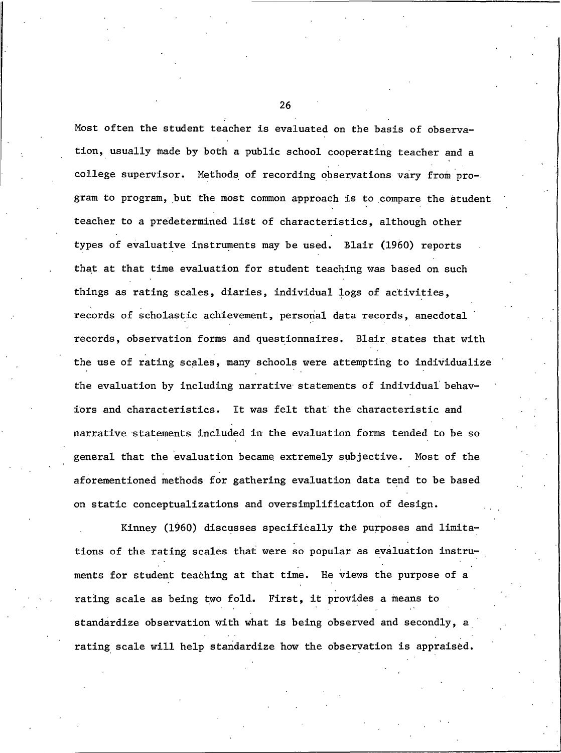Most often the student teacher is evaluated on the basis of observation, usually made by both a public school cooperating teacher and a college supervisor. Methods of recording observations vary from program to program, but the most common approach is to compare the student teacher to a predetermined list of characteristics, although other types of evaluative instruments may be used. Blair (1960) reports that at that time evaluation for student teaching was based on such things as rating scales, diaries, individual logs of activities, records of scholastic achievement, personal data records, anecdotal records, observation forms and questionnaires. Blair states that with the use of rating scales, many schools were attempting to individualize the evaluation by including narrative statements of individual behaviors and characteristics. It was felt that the characteristic and narrative statements included in the evaluation forms tended to be so general that the evaluation became extremely subjective. Most of the aforementioned methods for gathering evaluation data tend to be based on static conceptualizations and oversimplification of design.

Kinney (1960) discusses specifically the purposes and limitations of the rating scales that were so popular as evaluation instruments for student teaching at that time. He views the purpose of a rating scale as being two fold. First, it provides a means to standardize observation with what is being observed and secondly, a rating scale will help standardize how the observation is appraised.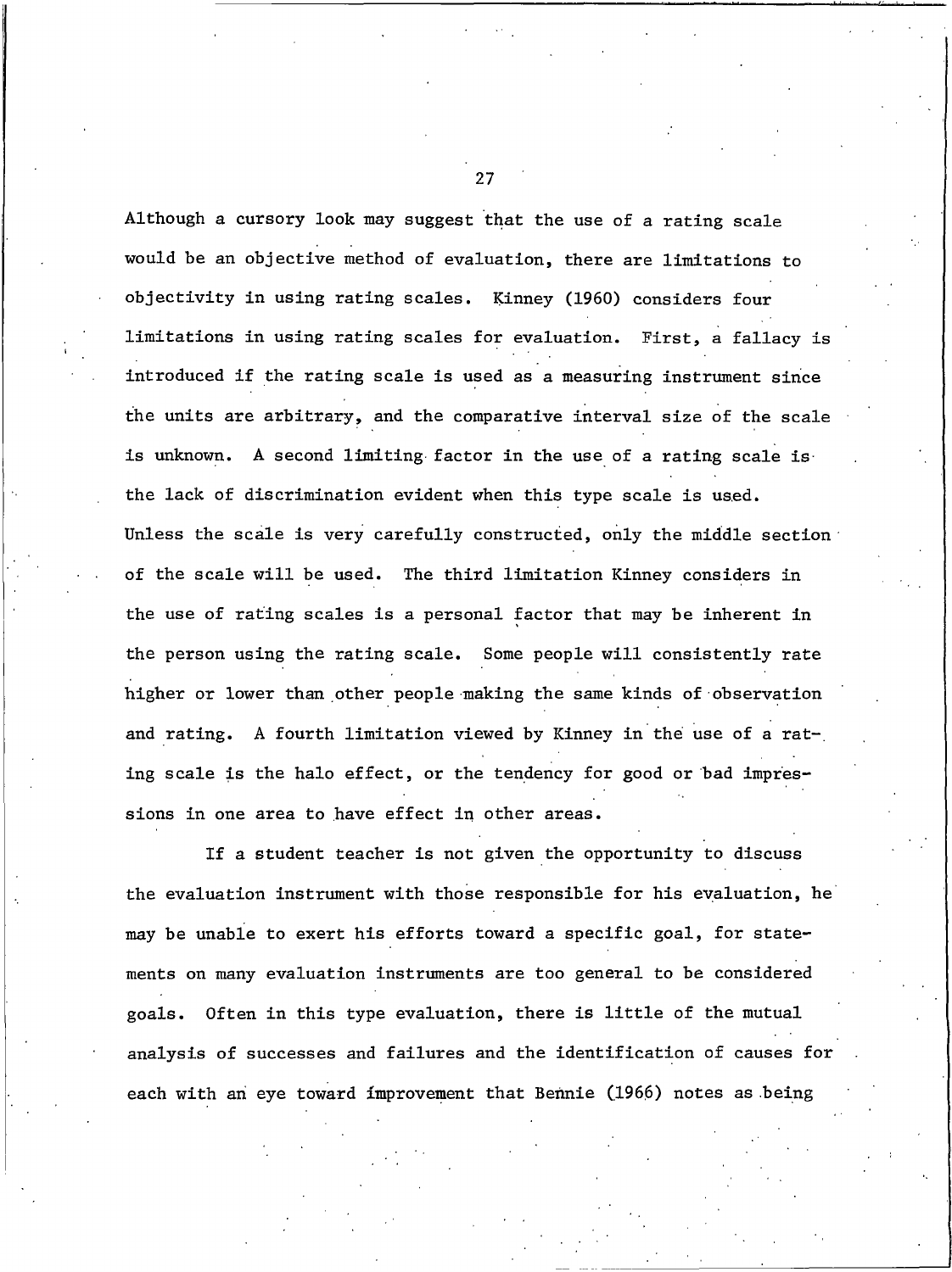Although a cursory look may suggest that the use of a rating scale would be an objective method of evaluation, there are limitations to objectivity in using rating scales. Kinney (1960) considers four limitations in using rating scales for evaluation. First, a fallacy is introduced if the rating scale is used as a measuring instrument since the units are arbitrary, and the comparative interval size of the scale is unknown. A second limiting factor in the use of a rating scale is the lack of discrimination evident when this type scale is used. Unless the scale is very carefully constructed, only the middle section of the scale will be used. The third limitation Kinney considers in the use of rating scales is a personal factor that may be inherent in the person using the rating scale. Some people will consistently rate higher or lower than other people making the same kinds of observation and rating. A fourth limitation viewed by Kinney in the use of a rating scale is the halo effect, or the tendency for good or bad impressions in one area to have effect in other areas.

If a student teacher is not given the opportunity to discuss the evaluation instrument with those responsible for his evaluation, he may be unable to exert his efforts toward a specific goal, for statements on many evaluation instruments are too general to be considered goals. Often in this type evaluation, there is little of the mutual analysis of successes and failures and the identification of causes for each with an eye toward improvement that Bennie (1966) notes as being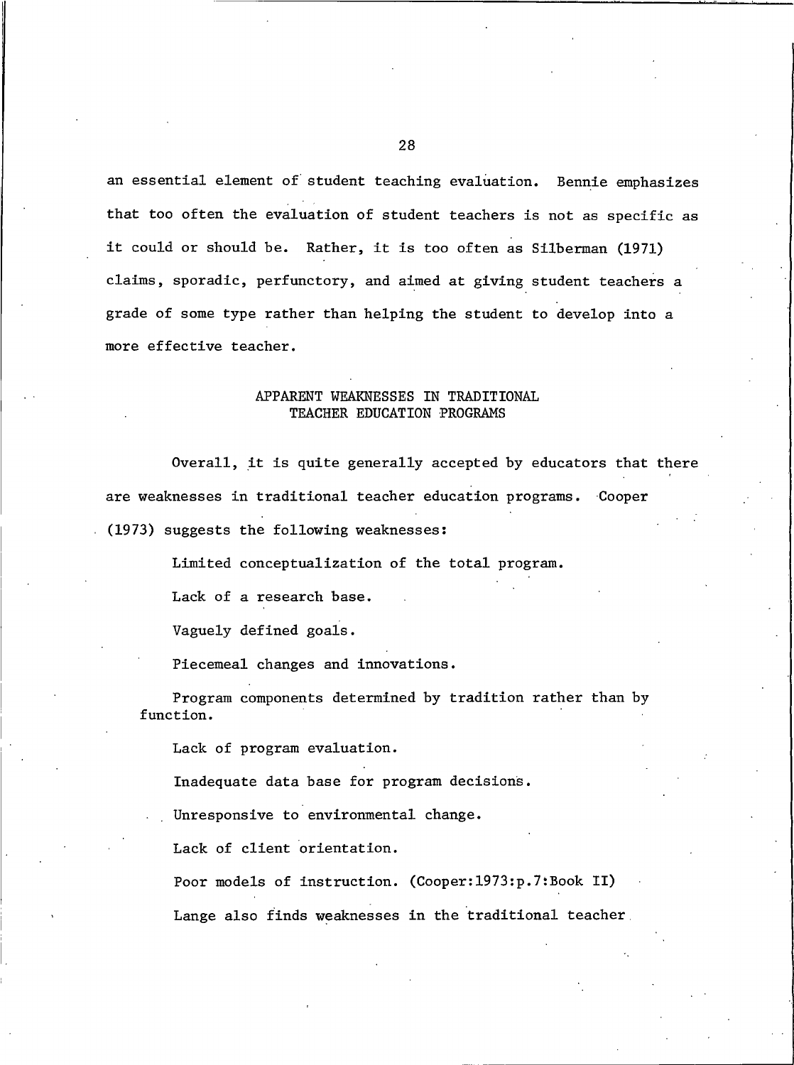an essential element of student teaching evaluation. Bennie emphasizes that too often the evaluation of student teachers is not as specific as it could or should be. Rather, it is too often as Silberman (1971) claims, sporadic, perfunctory, and aimed at giving student teachers a grade of some type rather than helping the student to develop into a more effective teacher.

## APPARENT WEAKNESSES IN TRADITIONAL TEACHER EDUCATION PROGRAMS

Overall, it is quite generally accepted by educators that there are weaknesses in traditional teacher education programs. Cooper (1973) suggests the following weaknesses:

> Limited conceptualization of the total program.
>
> Lack of a research base.
>
> Vaguely defined goals.
>
> Piecemeal changes and innovations.
>
> Program components determined by tradition rather than by function.
>
> Lack of program evaluation.
>
> Inadequate data base for program decisions.
>
> Unresponsive to environmental change.
>
> Lack of client orientation.
>
> Poor models of instruction. (Cooper:1973:p.7:Book II)

Lange also finds weaknesses in the traditional teacher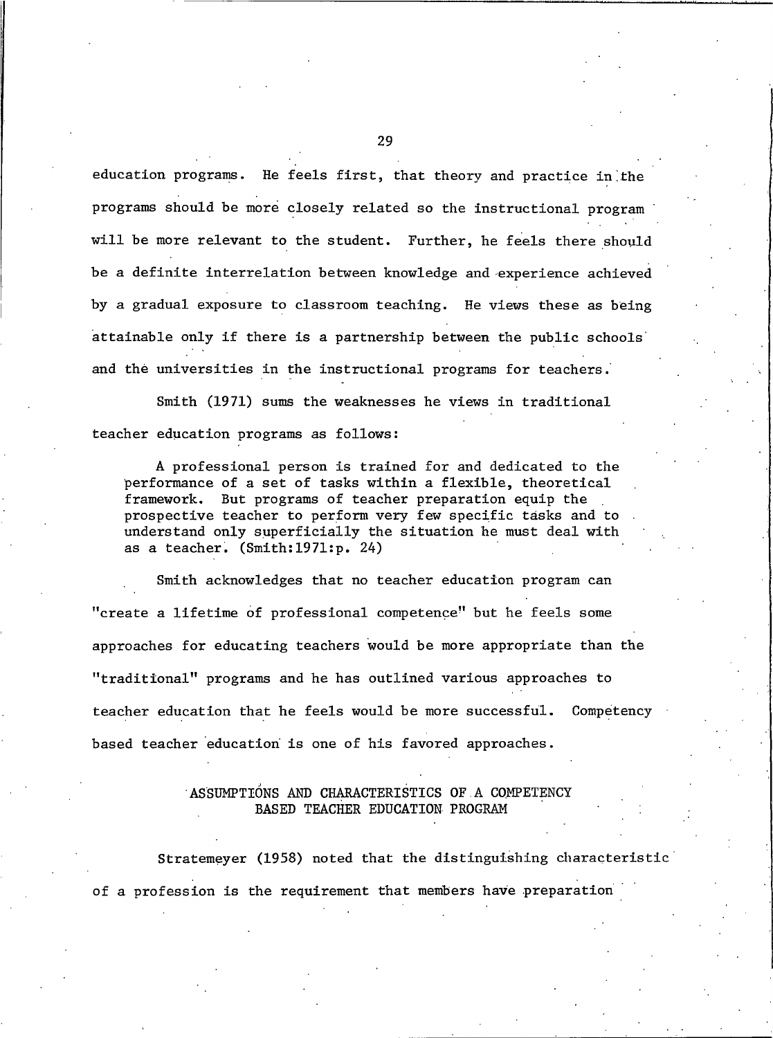education programs. He feels first, that theory and practice in the programs should be more closely related so the instructional program will be more relevant to the student. Further, he feels there should be a definite interrelation between knowledge and experience achieved by a gradual exposure to classroom teaching. He views these as being attainable only if there is a partnership between the public schools and the universities in the instructional programs for teachers.

Smith (1971) sums the weaknesses he views in traditional teacher education programs as follows:

> A professional person is trained for and dedicated to the performance of a set of tasks within a flexible, theoretical framework. But programs of teacher preparation equip the prospective teacher to perform very few specific tasks and to understand only superficially the situation he must deal with as a teacher. (Smith:1971:p. 24)

Smith acknowledges that no teacher education program can "create a lifetime of professional competence" but he feels some approaches for educating teachers would be more appropriate than the "traditional" programs and he has outlined various approaches to teacher education that he feels would be more successful. Competency based teacher education is one of his favored approaches.

## ASSUMPTIONS AND CHARACTERISTICS OF A COMPETENCY BASED TEACHER EDUCATION PROGRAM

Stratemeyer (1958) noted that the distinguishing characteristic of a profession is the requirement that members have preparation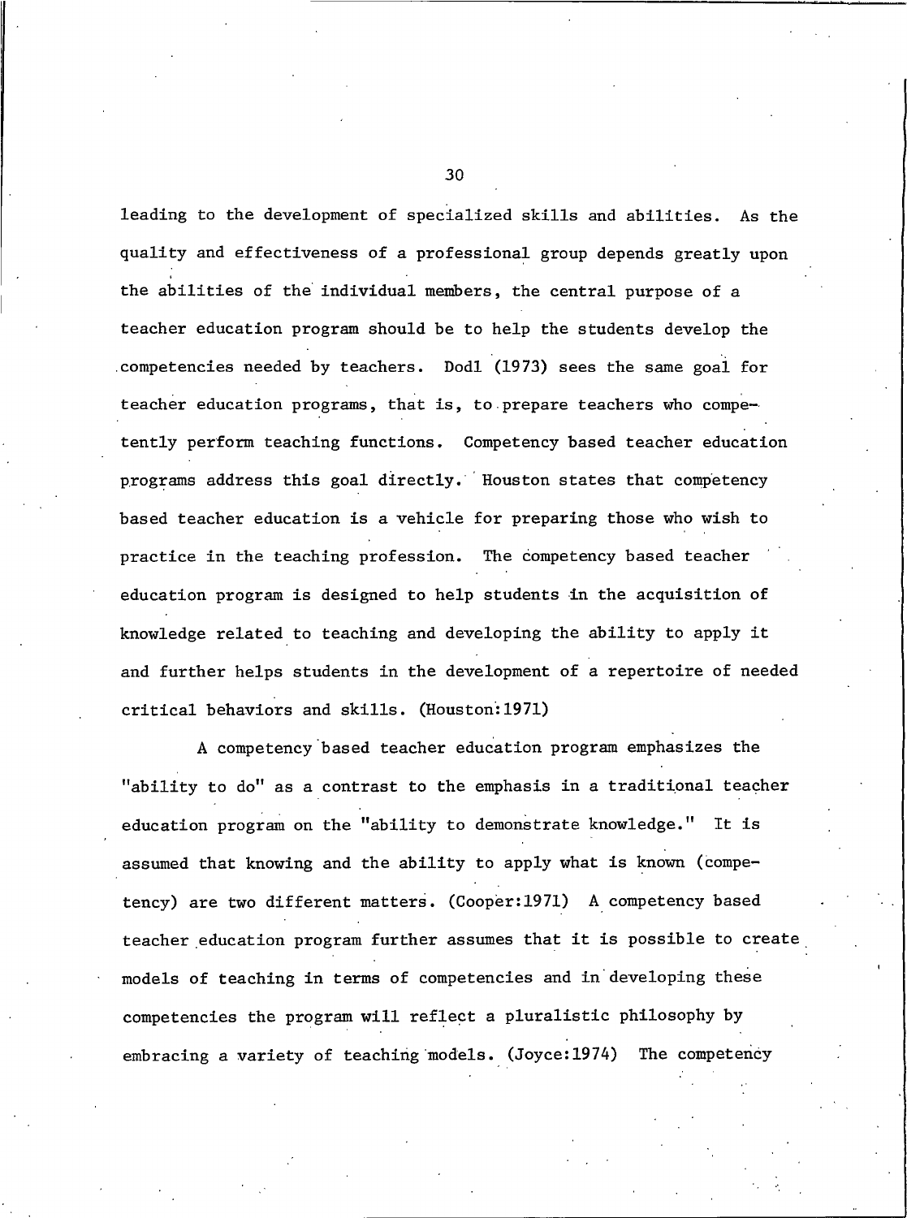leading to the development of specialized skills and abilities. As the quality and effectiveness of a professional group depends greatly upon the abilities of the individual members, the central purpose of a teacher education program should be to help the students develop the competencies needed by teachers. Dodl (1973) sees the same goal for teacher education programs, that is, to prepare teachers who competently perform teaching functions. Competency based teacher education programs address this goal directly. Houston states that competency based teacher education is a vehicle for preparing those who wish to practice in the teaching profession. The competency based teacher education program is designed to help students in the acquisition of knowledge related to teaching and developing the ability to apply it and further helps students in the development of a repertoire of needed critical behaviors and skills. (Houston:1971)

A competency based teacher education program emphasizes the "ability to do" as a contrast to the emphasis in a traditional teacher education program on the "ability to demonstrate knowledge." It is assumed that knowing and the ability to apply what is known (competency) are two different matters. (Cooper:1971) A competency based teacher education program further assumes that it is possible to create models of teaching in terms of competencies and in developing these competencies the program will reflect a pluralistic philosophy by embracing a variety of teaching models. (Joyce:1974) The competency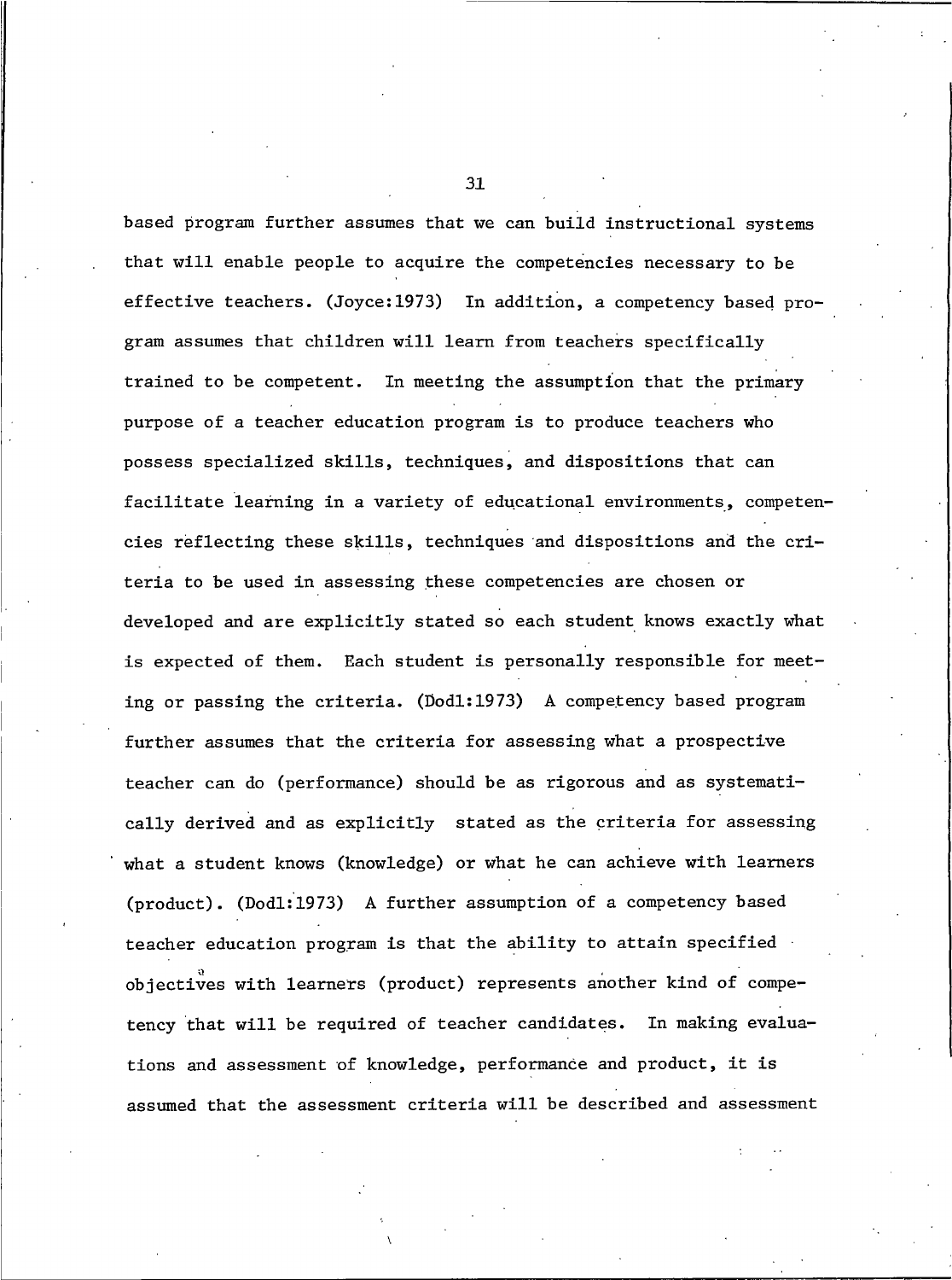based program further assumes that we can build instructional systems that will enable people to acquire the competencies necessary to be effective teachers. (Joyce:1973) In addition, a competency based program assumes that children will learn from teachers specifically trained to be competent. In meeting the assumption that the primary purpose of a teacher education program is to produce teachers who possess specialized skills, techniques, and dispositions that can facilitate learning in a variety of educational environments, competencies reflecting these skills, techniques and dispositions and the criteria to be used in assessing these competencies are chosen or developed and are explicitly stated so each student knows exactly what is expected of them. Each student is personally responsible for meeting or passing the criteria. (Dodl:1973) A competency based program further assumes that the criteria for assessing what a prospective teacher can do (performance) should be as rigorous and as systematically derived and as explicitly stated as the criteria for assessing what a student knows (knowledge) or what he can achieve with learners (product). (Dodl:1973) A further assumption of a competency based teacher education program is that the ability to attain specified objectives with learners (product) represents another kind of competency that will be required of teacher candidates. In making evaluations and assessment of knowledge, performance and product, it is assumed that the assessment criteria will be described and assessment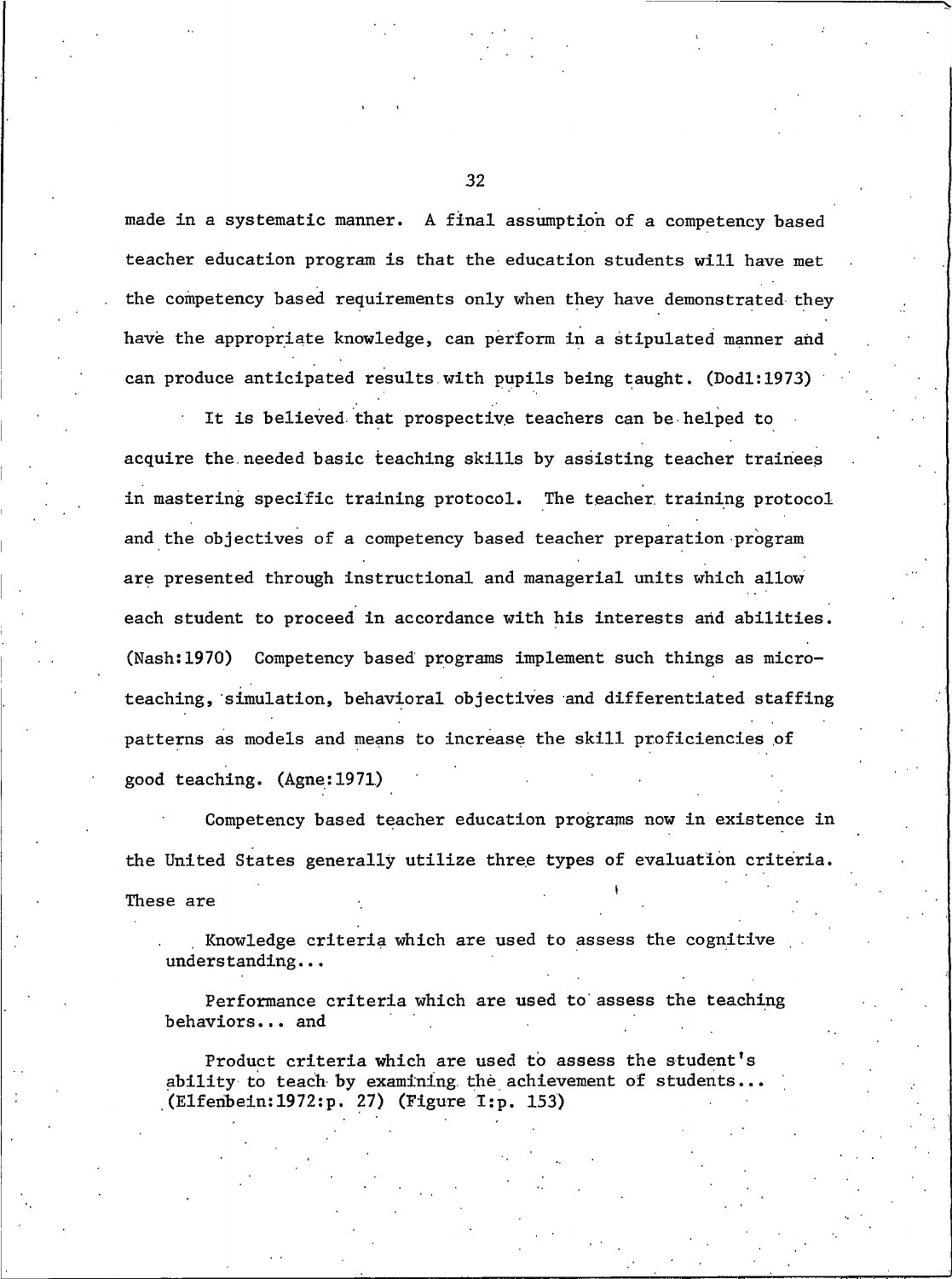made in a systematic manner. A final assumption of a competency based teacher education program is that the education students will have met the competency based requirements only when they have demonstrated they have the appropriate knowledge, can perform in a stipulated manner and can produce anticipated results with pupils being taught. (Dodl:1973)

It is believed that prospective teachers can be helped to acquire the needed basic teaching skills by assisting teacher trainees in mastering specific training protocol. The teacher training protocol and the objectives of a competency based teacher preparation program are presented through instructional and managerial units which allow each student to proceed in accordance with his interests and abilities. (Nash:1970) Competency based programs implement such things as micro-teaching, simulation, behavioral objectives and differentiated staffing patterns as models and means to increase the skill proficiencies of good teaching. (Agne:1971)

Competency based teacher education programs now in existence in the United States generally utilize three types of evaluation criteria. These are

> Knowledge criteria which are used to assess the cognitive understanding...
>
> Performance criteria which are used to assess the teaching behaviors... and
>
> Product criteria which are used to assess the student's ability to teach by examining the achievement of students... (Elfenbein:1972:p. 27) (Figure I:p. 153)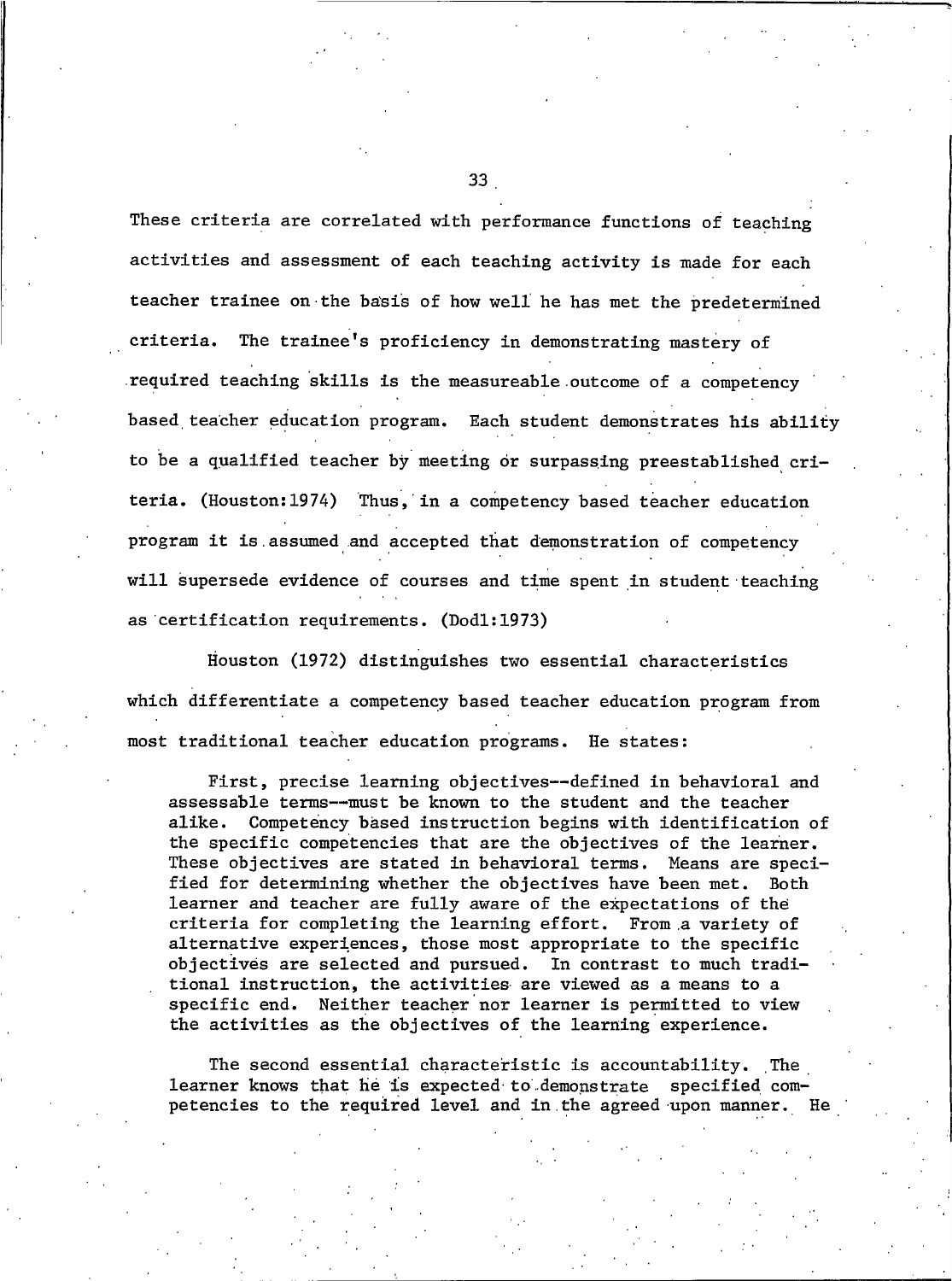These criteria are correlated with performance functions of teaching activities and assessment of each teaching activity is made for each teacher trainee on the basis of how well he has met the predetermined criteria. The trainee's proficiency in demonstrating mastery of required teaching skills is the measureable outcome of a competency based teacher education program. Each student demonstrates his ability to be a qualified teacher by meeting or surpassing preestablished criteria. (Houston:1974) Thus, in a competency based teacher education program it is assumed and accepted that demonstration of competency will supersede evidence of courses and time spent in student teaching as certification requirements. (Dodl:1973)

Houston (1972) distinguishes two essential characteristics which differentiate a competency based teacher education program from most traditional teacher education programs. He states:

> First, precise learning objectives--defined in behavioral and assessable terms--must be known to the student and the teacher alike. Competency based instruction begins with identification of the specific competencies that are the objectives of the learner. These objectives are stated in behavioral terms. Means are specified for determining whether the objectives have been met. Both learner and teacher are fully aware of the expectations of the criteria for completing the learning effort. From a variety of alternative experiences, those most appropriate to the specific objectives are selected and pursued. In contrast to much traditional instruction, the activities are viewed as a means to a specific end. Neither teacher nor learner is permitted to view the activities as the objectives of the learning experience.
>
> The second essential characteristic is accountability. The learner knows that he is expected to demonstrate specified competencies to the required level and in the agreed upon manner. He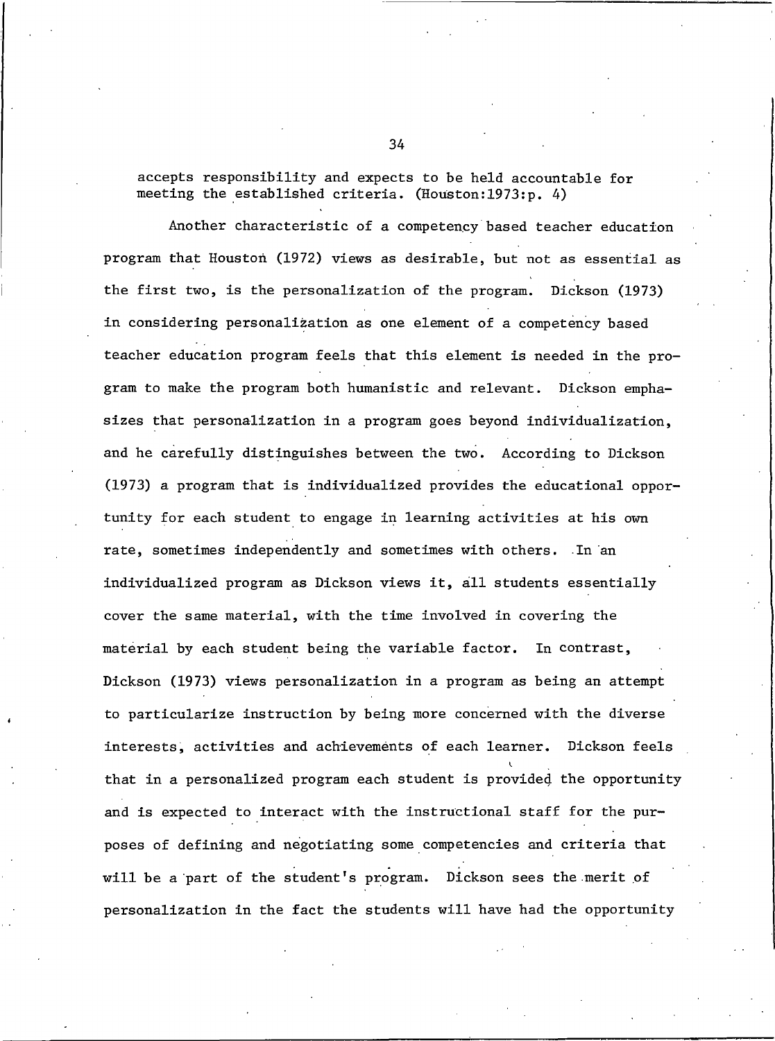accepts responsibility and expects to be held accountable for meeting the established criteria. (Houston:1973:p. 4)

Another characteristic of a competency based teacher education program that Houston (1972) views as desirable, but not as essential as the first two, is the personalization of the program. Dickson (1973) in considering personalization as one element of a competency based teacher education program feels that this element is needed in the program to make the program both humanistic and relevant. Dickson emphasizes that personalization in a program goes beyond individualization, and he carefully distinguishes between the two. According to Dickson (1973) a program that is individualized provides the educational opportunity for each student to engage in learning activities at his own rate, sometimes independently and sometimes with others. In an individualized program as Dickson views it, all students essentially cover the same material, with the time involved in covering the material by each student being the variable factor. In contrast, Dickson (1973) views personalization in a program as being an attempt to particularize instruction by being more concerned with the diverse interests, activities and achievements of each learner. Dickson feels that in a personalized program each student is provided the opportunity and is expected to interact with the instructional staff for the purposes of defining and negotiating some competencies and criteria that will be a part of the student's program. Dickson sees the merit of personalization in the fact the students will have had the opportunity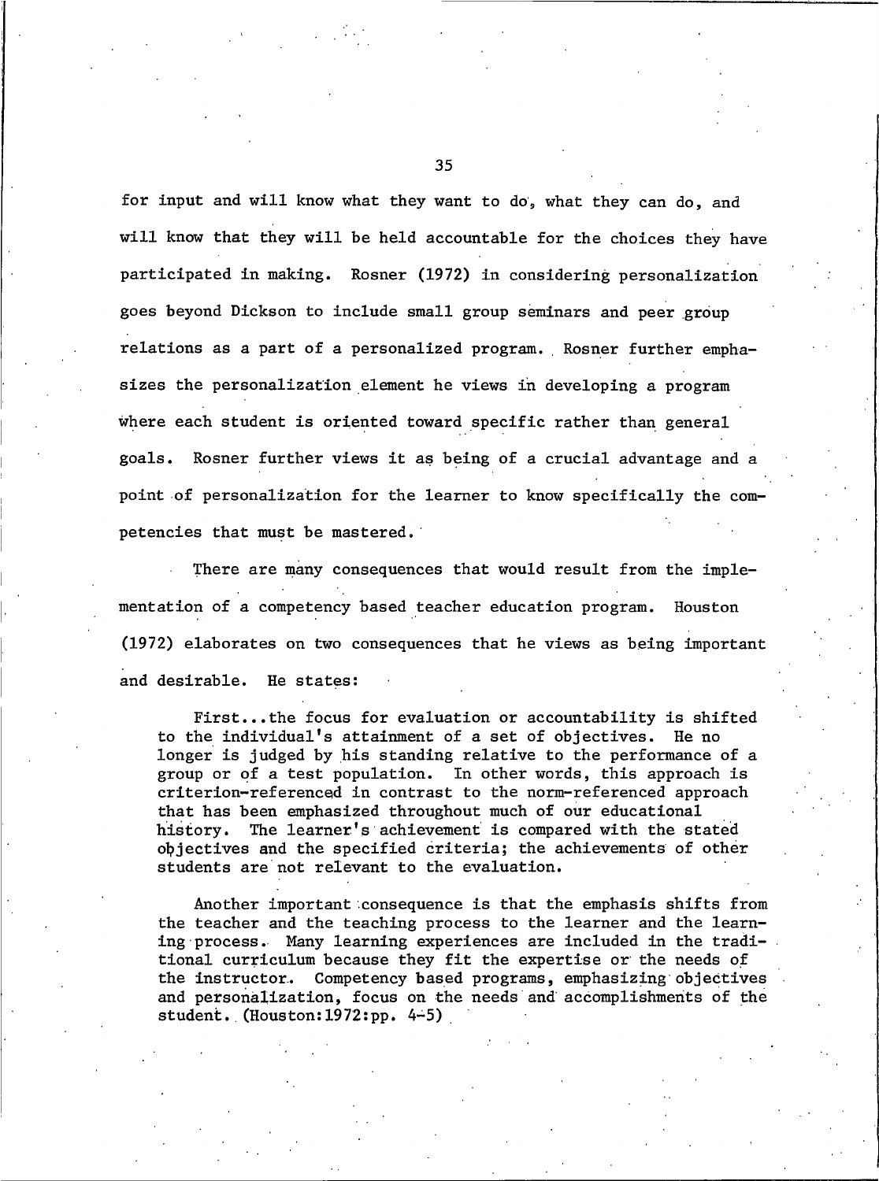for input and will know what they want to do, what they can do, and will know that they will be held accountable for the choices they have participated in making. Rosner (1972) in considering personalization goes beyond Dickson to include small group seminars and peer group relations as a part of a personalized program. Rosner further emphasizes the personalization element he views in developing a program where each student is oriented toward specific rather than general goals. Rosner further views it as being of a crucial advantage and a point of personalization for the learner to know specifically the competencies that must be mastered.

There are many consequences that would result from the implementation of a competency based teacher education program. Houston (1972) elaborates on two consequences that he views as being important and desirable. He states:

> First...the focus for evaluation or accountability is shifted to the individual's attainment of a set of objectives. He no longer is judged by his standing relative to the performance of a group or of a test population. In other words, this approach is criterion-referenced in contrast to the norm-referenced approach that has been emphasized throughout much of our educational history. The learner's achievement is compared with the stated objectives and the specified criteria; the achievements of other students are not relevant to the evaluation.
>
> Another important consequence is that the emphasis shifts from the teacher and the teaching process to the learner and the learning process. Many learning experiences are included in the traditional curriculum because they fit the expertise or the needs of the instructor. Competency based programs, emphasizing objectives and personalization, focus on the needs and accomplishments of the student. (Houston:1972:pp. 4-5)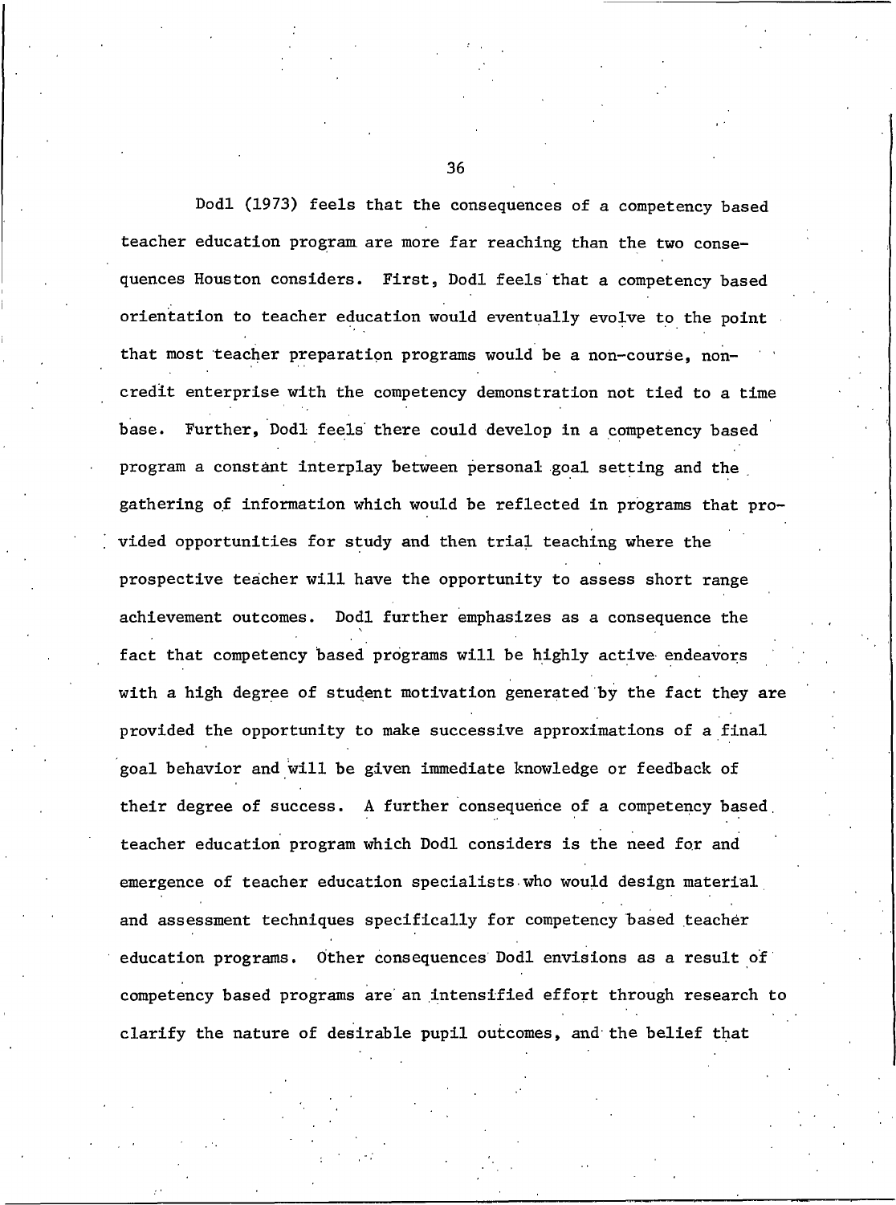Dodl (1973) feels that the consequences of a competency based teacher education program are more far reaching than the two consequences Houston considers. First, Dodl feels that a competency based orientation to teacher education would eventually evolve to the point that most teacher preparation programs would be a non-course, non-credit enterprise with the competency demonstration not tied to a time base. Further, Dodl feels there could develop in a competency based program a constant interplay between personal goal setting and the gathering of information which would be reflected in programs that provided opportunities for study and then trial teaching where the prospective teacher will have the opportunity to assess short range achievement outcomes. Dodl further emphasizes as a consequence the fact that competency based programs will be highly active endeavors with a high degree of student motivation generated by the fact they are provided the opportunity to make successive approximations of a final goal behavior and will be given immediate knowledge or feedback of their degree of success. A further consequence of a competency based teacher education program which Dodl considers is the need for and emergence of teacher education specialists who would design material and assessment techniques specifically for competency based teacher education programs. Other consequences Dodl envisions as a result of competency based programs are an intensified effort through research to clarify the nature of desirable pupil outcomes, and the belief that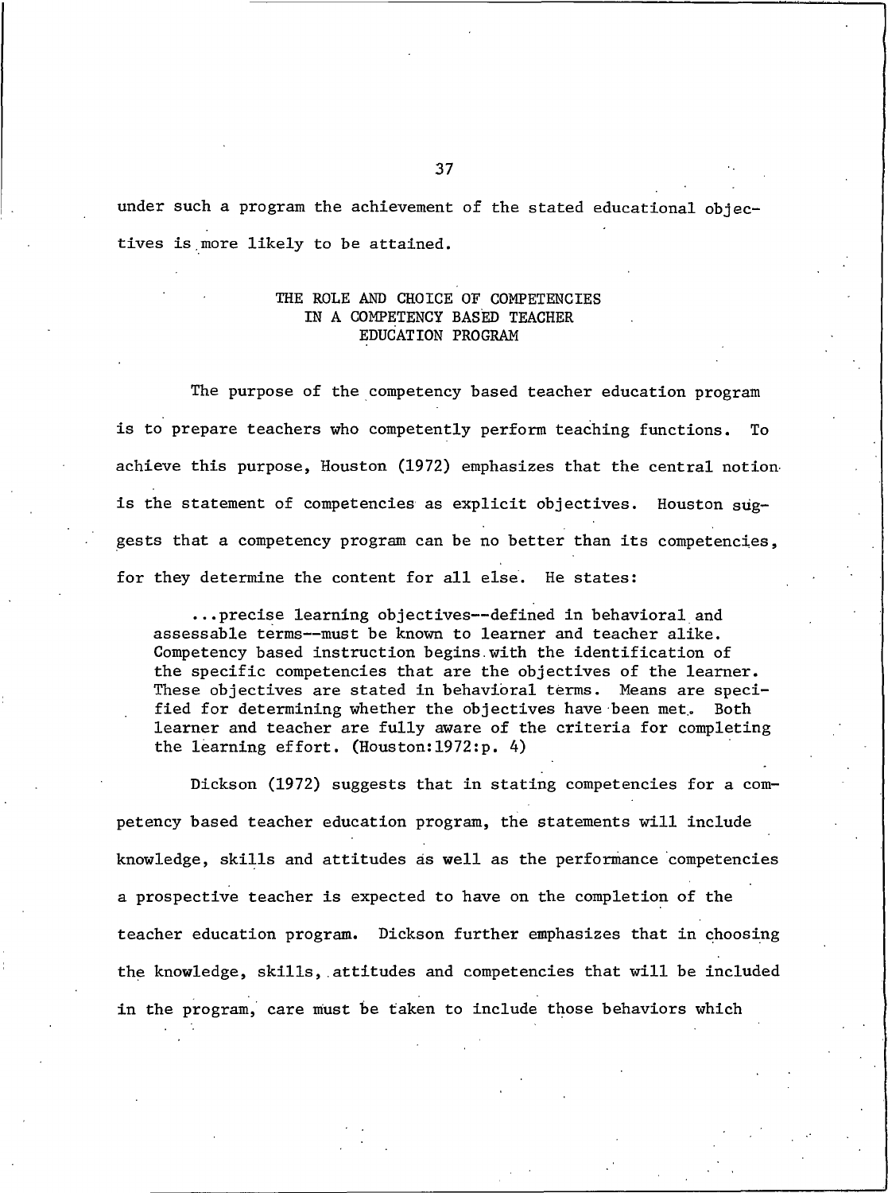under such a program the achievement of the stated educational objectives is more likely to be attained.

## THE ROLE AND CHOICE OF COMPETENCIES IN A COMPETENCY BASED TEACHER EDUCATION PROGRAM

The purpose of the competency based teacher education program is to prepare teachers who competently perform teaching functions. To achieve this purpose, Houston (1972) emphasizes that the central notion is the statement of competencies as explicit objectives. Houston suggests that a competency program can be no better than its competencies, for they determine the content for all else. He states:

> ...precise learning objectives--defined in behavioral and assessable terms--must be known to learner and teacher alike. Competency based instruction begins with the identification of the specific competencies that are the objectives of the learner. These objectives are stated in behavioral terms. Means are specified for determining whether the objectives have been met. Both learner and teacher are fully aware of the criteria for completing the learning effort. (Houston:1972:p. 4)

Dickson (1972) suggests that in stating competencies for a competency based teacher education program, the statements will include knowledge, skills and attitudes as well as the performance competencies a prospective teacher is expected to have on the completion of the teacher education program. Dickson further emphasizes that in choosing the knowledge, skills, attitudes and competencies that will be included in the program, care must be taken to include those behaviors which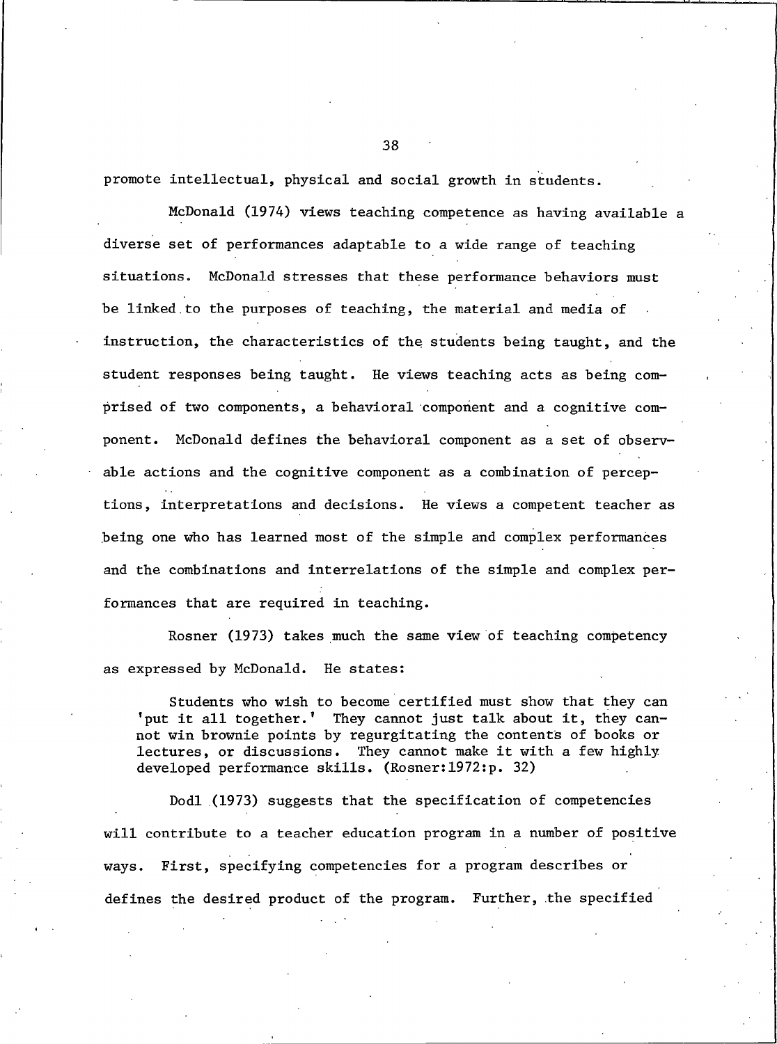promote intellectual, physical and social growth in students.

McDonald (1974) views teaching competence as having available a diverse set of performances adaptable to a wide range of teaching situations. McDonald stresses that these performance behaviors must be linked to the purposes of teaching, the material and media of instruction, the characteristics of the students being taught, and the student responses being taught. He views teaching acts as being comprised of two components, a behavioral component and a cognitive component. McDonald defines the behavioral component as a set of observable actions and the cognitive component as a combination of perceptions, interpretations and decisions. He views a competent teacher as being one who has learned most of the simple and complex performances and the combinations and interrelations of the simple and complex performances that are required in teaching.

Rosner (1973) takes much the same view of teaching competency as expressed by McDonald. He states:

> Students who wish to become certified must show that they can 'put it all together.' They cannot just talk about it, they cannot win brownie points by regurgitating the contents of books or lectures, or discussions. They cannot make it with a few highly developed performance skills. (Rosner:1972:p. 32)

Dodl (1973) suggests that the specification of competencies will contribute to a teacher education program in a number of positive ways. First, specifying competencies for a program describes or defines the desired product of the program. Further, the specified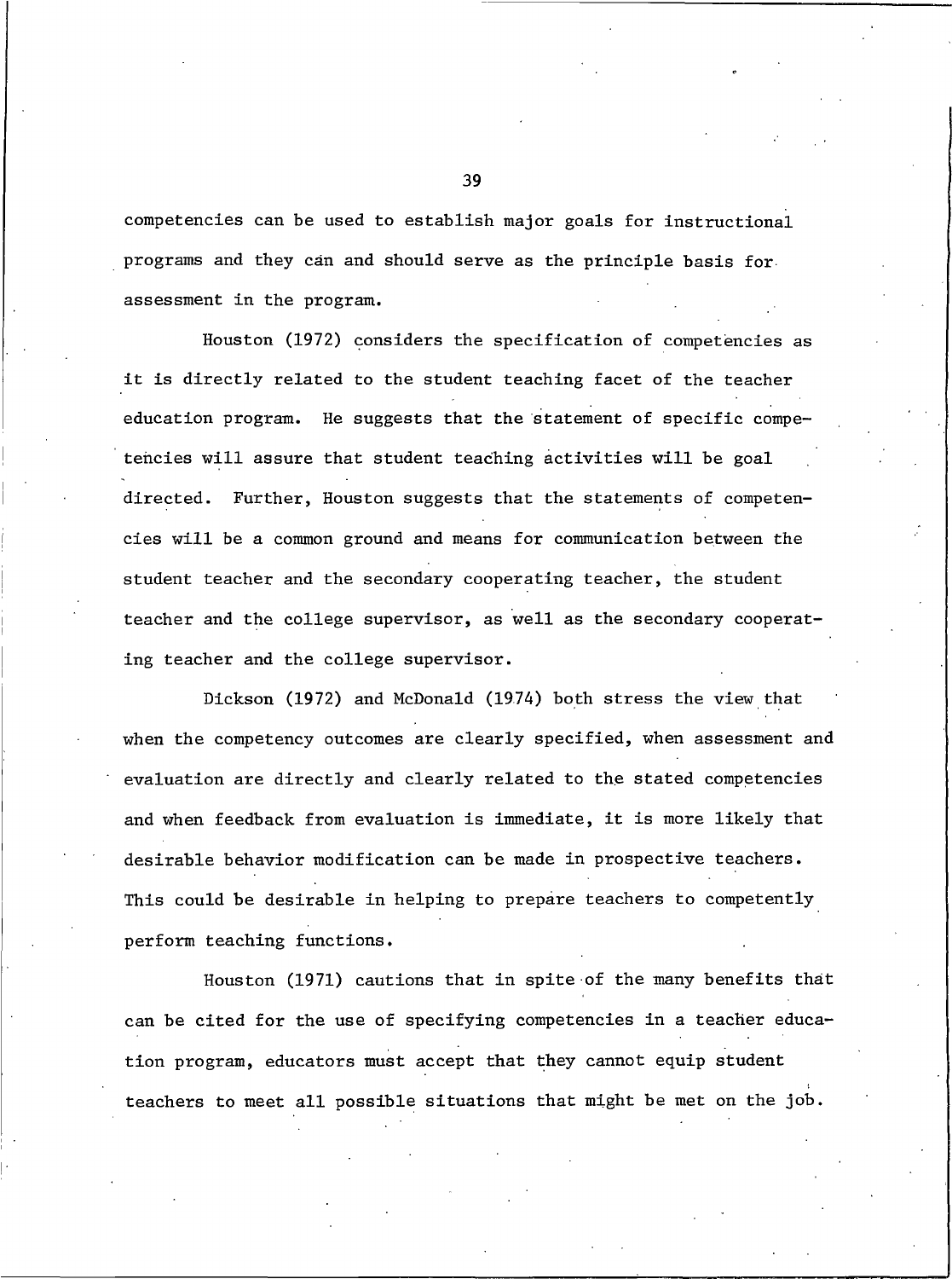competencies can be used to establish major goals for instructional programs and they can and should serve as the principle basis for assessment in the program.

Houston (1972) considers the specification of competencies as it is directly related to the student teaching facet of the teacher education program. He suggests that the statement of specific competencies will assure that student teaching activities will be goal directed. Further, Houston suggests that the statements of competencies will be a common ground and means for communication between the student teacher and the secondary cooperating teacher, the student teacher and the college supervisor, as well as the secondary cooperating teacher and the college supervisor.

Dickson (1972) and McDonald (1974) both stress the view that when the competency outcomes are clearly specified, when assessment and evaluation are directly and clearly related to the stated competencies and when feedback from evaluation is immediate, it is more likely that desirable behavior modification can be made in prospective teachers. This could be desirable in helping to prepare teachers to competently perform teaching functions.

Houston (1971) cautions that in spite of the many benefits that can be cited for the use of specifying competencies in a teacher education program, educators must accept that they cannot equip student teachers to meet all possible situations that might be met on the job.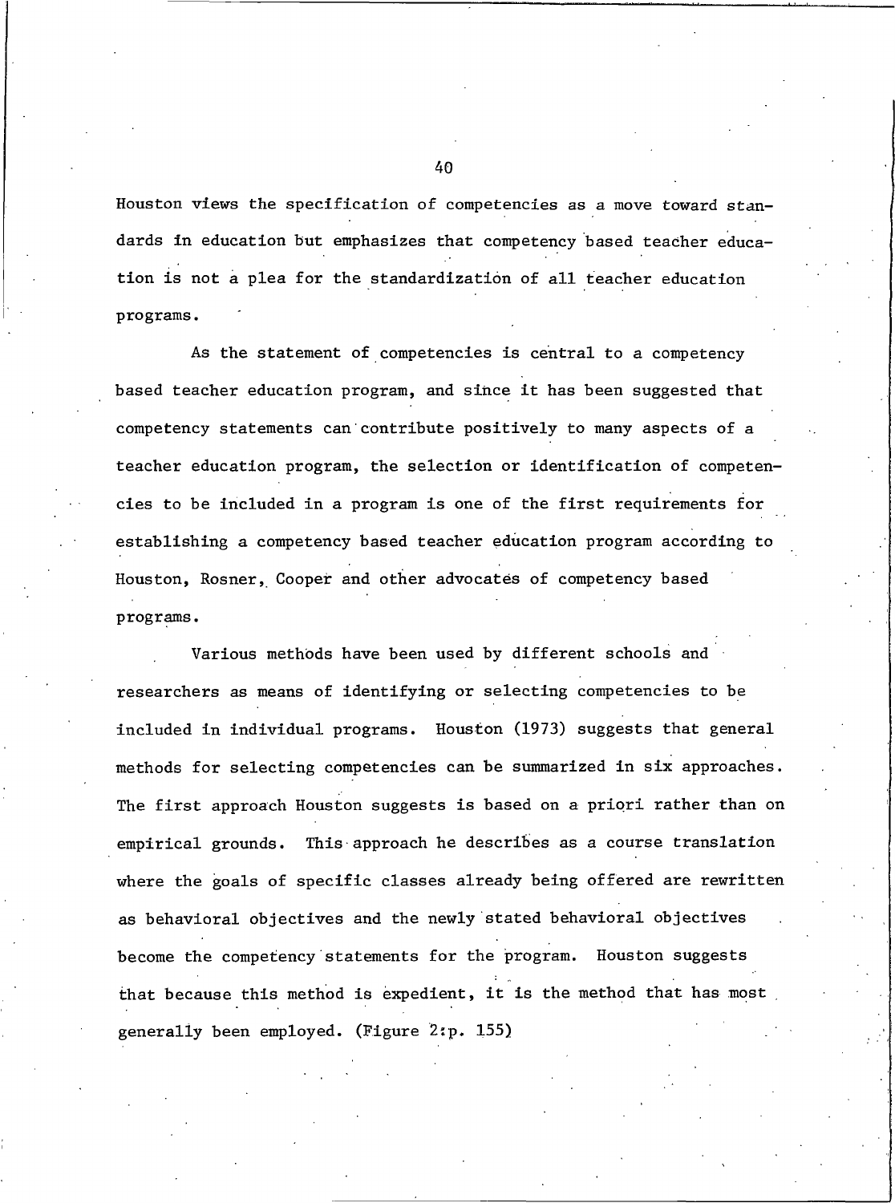Houston views the specification of competencies as a move toward standards in education but emphasizes that competency based teacher education is not a plea for the standardization of all teacher education programs.

As the statement of competencies is central to a competency based teacher education program, and since it has been suggested that competency statements can contribute positively to many aspects of a teacher education program, the selection or identification of competencies to be included in a program is one of the first requirements for establishing a competency based teacher education program according to Houston, Rosner, Cooper and other advocates of competency based programs.

Various methods have been used by different schools and researchers as means of identifying or selecting competencies to be included in individual programs. Houston (1973) suggests that general methods for selecting competencies can be summarized in six approaches. The first approach Houston suggests is based on a priori rather than on empirical grounds. This approach he describes as a course translation where the goals of specific classes already being offered are rewritten as behavioral objectives and the newly stated behavioral objectives become the competency statements for the program. Houston suggests that because this method is expedient, it is the method that has most generally been employed. (Figure 2:p. 155)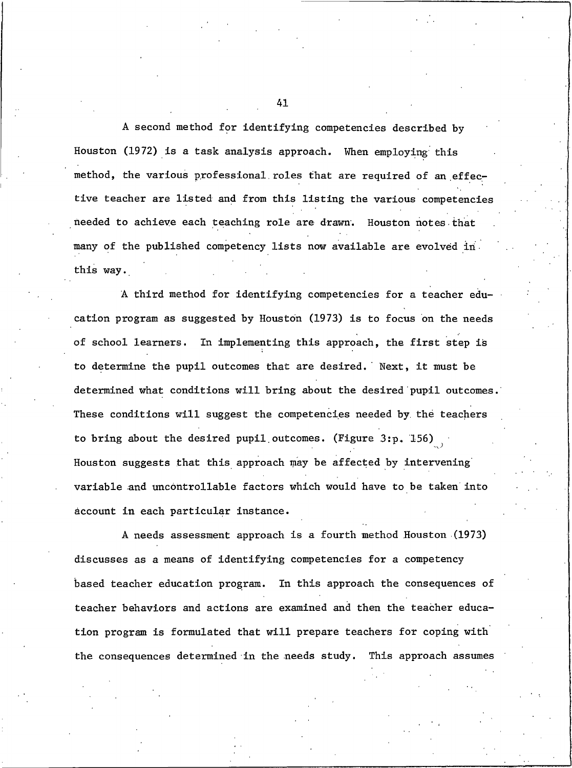A second method for identifying competencies described by Houston (1972) is a task analysis approach. When employing this method, the various professional roles that are required of an effective teacher are listed and from this listing the various competencies needed to achieve each teaching role are drawn. Houston notes that many of the published competency lists now available are evolved in this way.

A third method for identifying competencies for a teacher education program as suggested by Houston (1973) is to focus on the needs of school learners. In implementing this approach, the first step is to determine the pupil outcomes that are desired. Next, it must be determined what conditions will bring about the desired pupil outcomes. These conditions will suggest the competencies needed by the teachers to bring about the desired pupil outcomes. (Figure 3:p. 156) Houston suggests that this approach may be affected by intervening variable and uncontrollable factors which would have to be taken into account in each particular instance.

A needs assessment approach is a fourth method Houston (1973) discusses as a means of identifying competencies for a competency based teacher education program. In this approach the consequences of teacher behaviors and actions are examined and then the teacher education program is formulated that will prepare teachers for coping with the consequences determined in the needs study. This approach assumes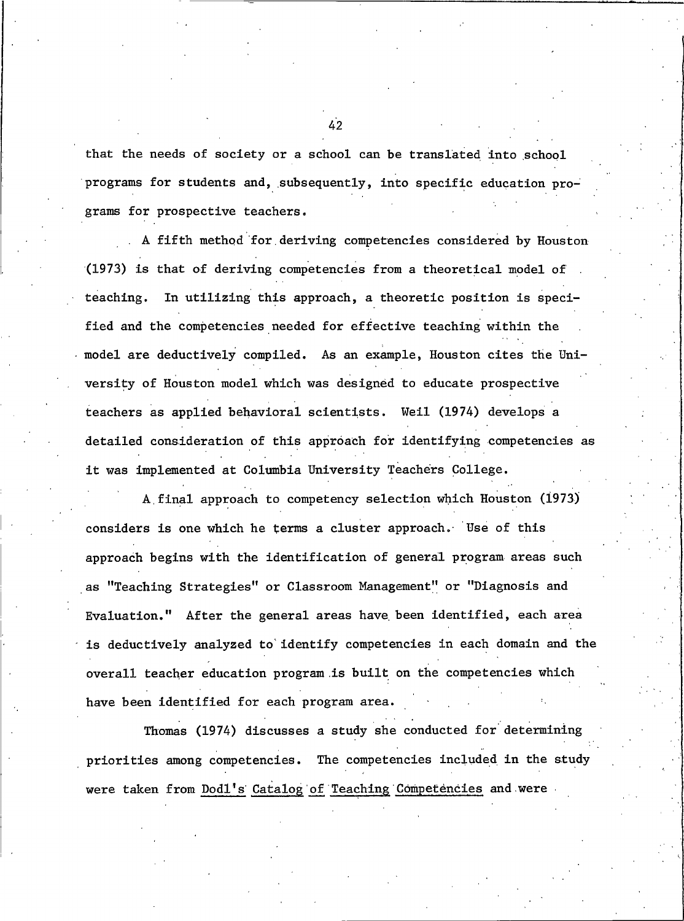that the needs of society or a school can be translated into school programs for students and, subsequently, into specific education programs for prospective teachers.

A fifth method for deriving competencies considered by Houston (1973) is that of deriving competencies from a theoretical model of teaching. In utilizing this approach, a theoretic position is specified and the competencies needed for effective teaching within the model are deductively compiled. As an example, Houston cites the University of Houston model which was designed to educate prospective teachers as applied behavioral scientists. Weil (1974) develops a detailed consideration of this approach for identifying competencies as it was implemented at Columbia University Teachers College.

A final approach to competency selection which Houston (1973) considers is one which he terms a cluster approach. Use of this approach begins with the identification of general program areas such as "Teaching Strategies" or Classroom Management" or "Diagnosis and Evaluation." After the general areas have been identified, each area is deductively analyzed to identify competencies in each domain and the overall teacher education program is built on the competencies which have been identified for each program area.

Thomas (1974) discusses a study she conducted for determining priorities among competencies. The competencies included in the study were taken from <u>Dodl's Catalog of Teaching Competencies</u> and were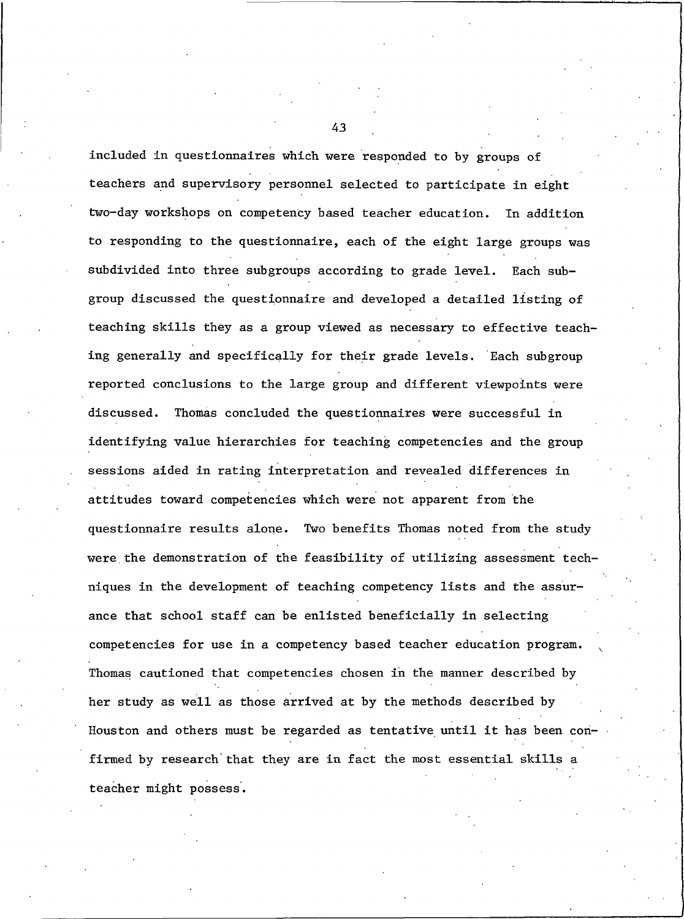included in questionnaires which were responded to by groups of teachers and supervisory personnel selected to participate in eight two-day workshops on competency based teacher education. In addition to responding to the questionnaire, each of the eight large groups was subdivided into three subgroups according to grade level. Each subgroup discussed the questionnaire and developed a detailed listing of teaching skills they as a group viewed as necessary to effective teaching generally and specifically for their grade levels. Each subgroup reported conclusions to the large group and different viewpoints were discussed. Thomas concluded the questionnaires were successful in identifying value hierarchies for teaching competencies and the group sessions aided in rating interpretation and revealed differences in attitudes toward competencies which were not apparent from the questionnaire results alone. Two benefits Thomas noted from the study were the demonstration of the feasibility of utilizing assessment techniques in the development of teaching competency lists and the assurance that school staff can be enlisted beneficially in selecting competencies for use in a competency based teacher education program. Thomas cautioned that competencies chosen in the manner described by her study as well as those arrived at by the methods described by Houston and others must be regarded as tentative until it has been confirmed by research that they are in fact the most essential skills a teacher might possess.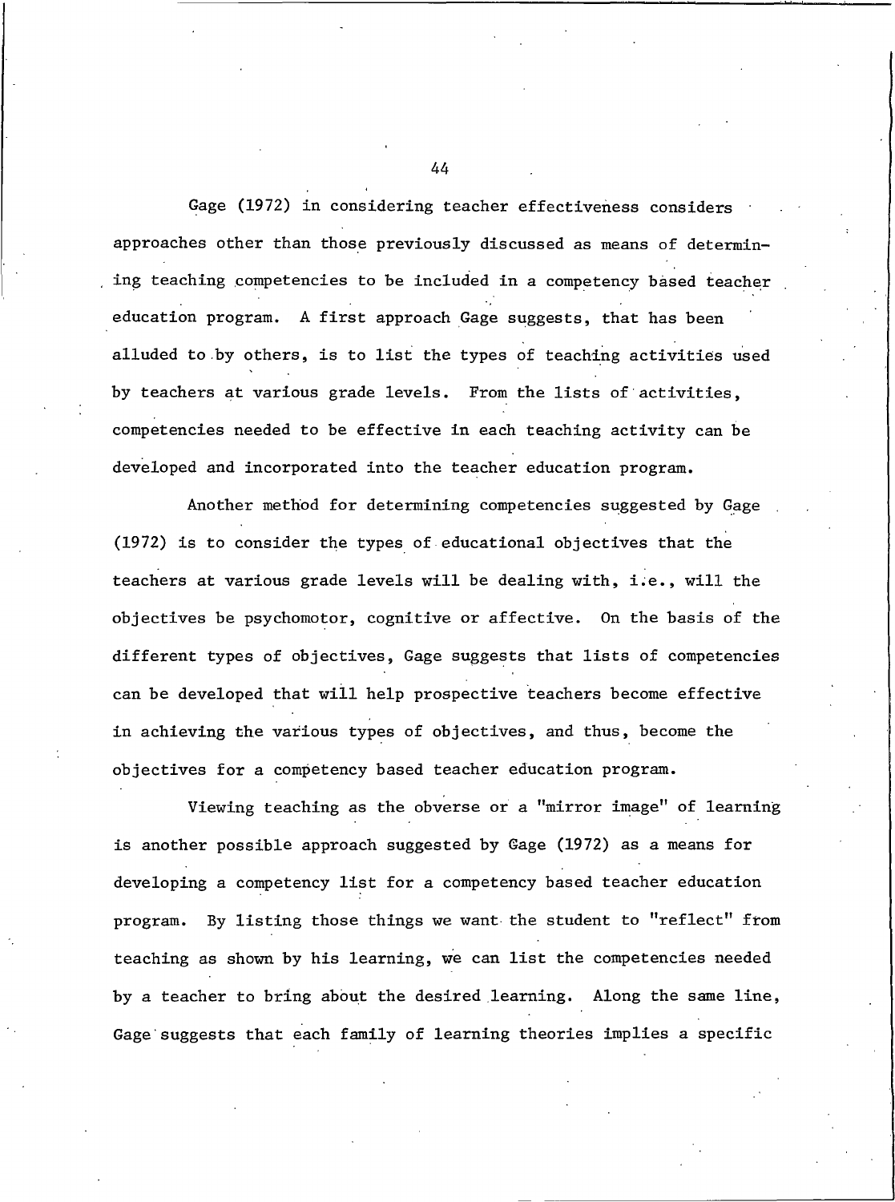Gage (1972) in considering teacher effectiveness considers approaches other than those previously discussed as means of determining teaching competencies to be included in a competency based teacher education program. A first approach Gage suggests, that has been alluded to by others, is to list the types of teaching activities used by teachers at various grade levels. From the lists of activities, competencies needed to be effective in each teaching activity can be developed and incorporated into the teacher education program.

Another method for determining competencies suggested by Gage (1972) is to consider the types of educational objectives that the teachers at various grade levels will be dealing with, i.e., will the objectives be psychomotor, cognitive or affective. On the basis of the different types of objectives, Gage suggests that lists of competencies can be developed that will help prospective teachers become effective in achieving the various types of objectives, and thus, become the objectives for a competency based teacher education program.

Viewing teaching as the obverse or a "mirror image" of learning is another possible approach suggested by Gage (1972) as a means for developing a competency list for a competency based teacher education program. By listing those things we want the student to "reflect" from teaching as shown by his learning, we can list the competencies needed by a teacher to bring about the desired learning. Along the same line, Gage suggests that each family of learning theories implies a specific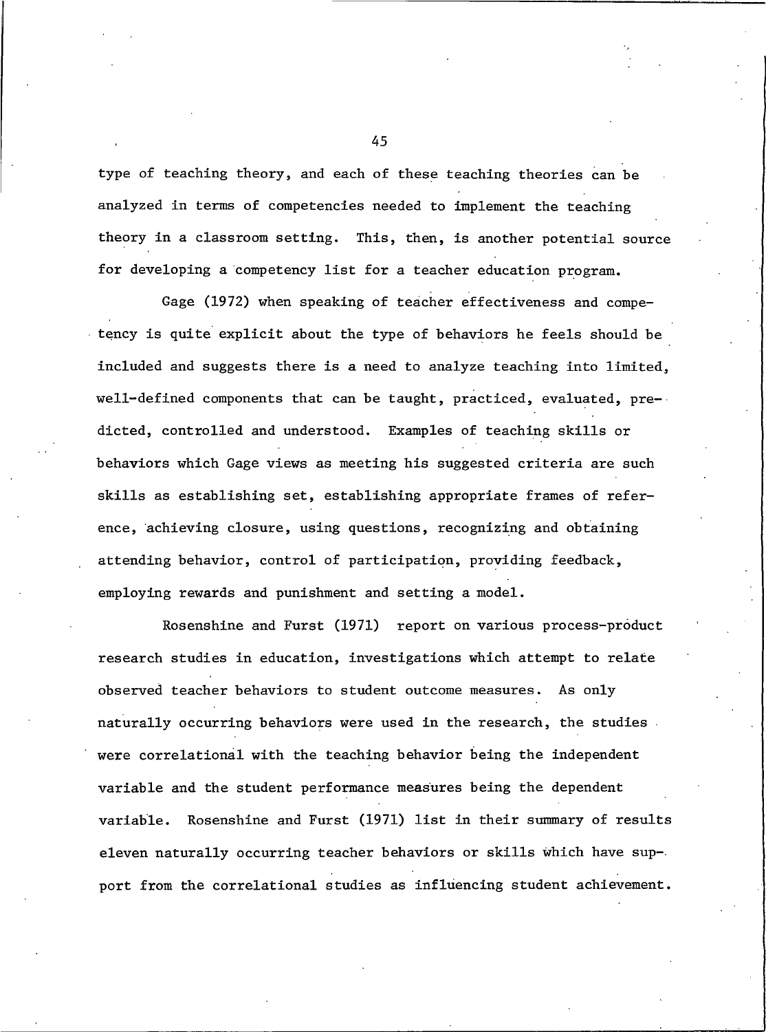type of teaching theory, and each of these teaching theories can be analyzed in terms of competencies needed to implement the teaching theory in a classroom setting. This, then, is another potential source for developing a competency list for a teacher education program.

Gage (1972) when speaking of teacher effectiveness and competency is quite explicit about the type of behaviors he feels should be included and suggests there is a need to analyze teaching into limited, well-defined components that can be taught, practiced, evaluated, predicted, controlled and understood. Examples of teaching skills or behaviors which Gage views as meeting his suggested criteria are such skills as establishing set, establishing appropriate frames of reference, achieving closure, using questions, recognizing and obtaining attending behavior, control of participation, providing feedback, employing rewards and punishment and setting a model.

Rosenshine and Furst (1971) report on various process-product research studies in education, investigations which attempt to relate observed teacher behaviors to student outcome measures. As only naturally occurring behaviors were used in the research, the studies were correlational with the teaching behavior being the independent variable and the student performance measures being the dependent variable. Rosenshine and Furst (1971) list in their summary of results eleven naturally occurring teacher behaviors or skills which have support from the correlational studies as influencing student achievement.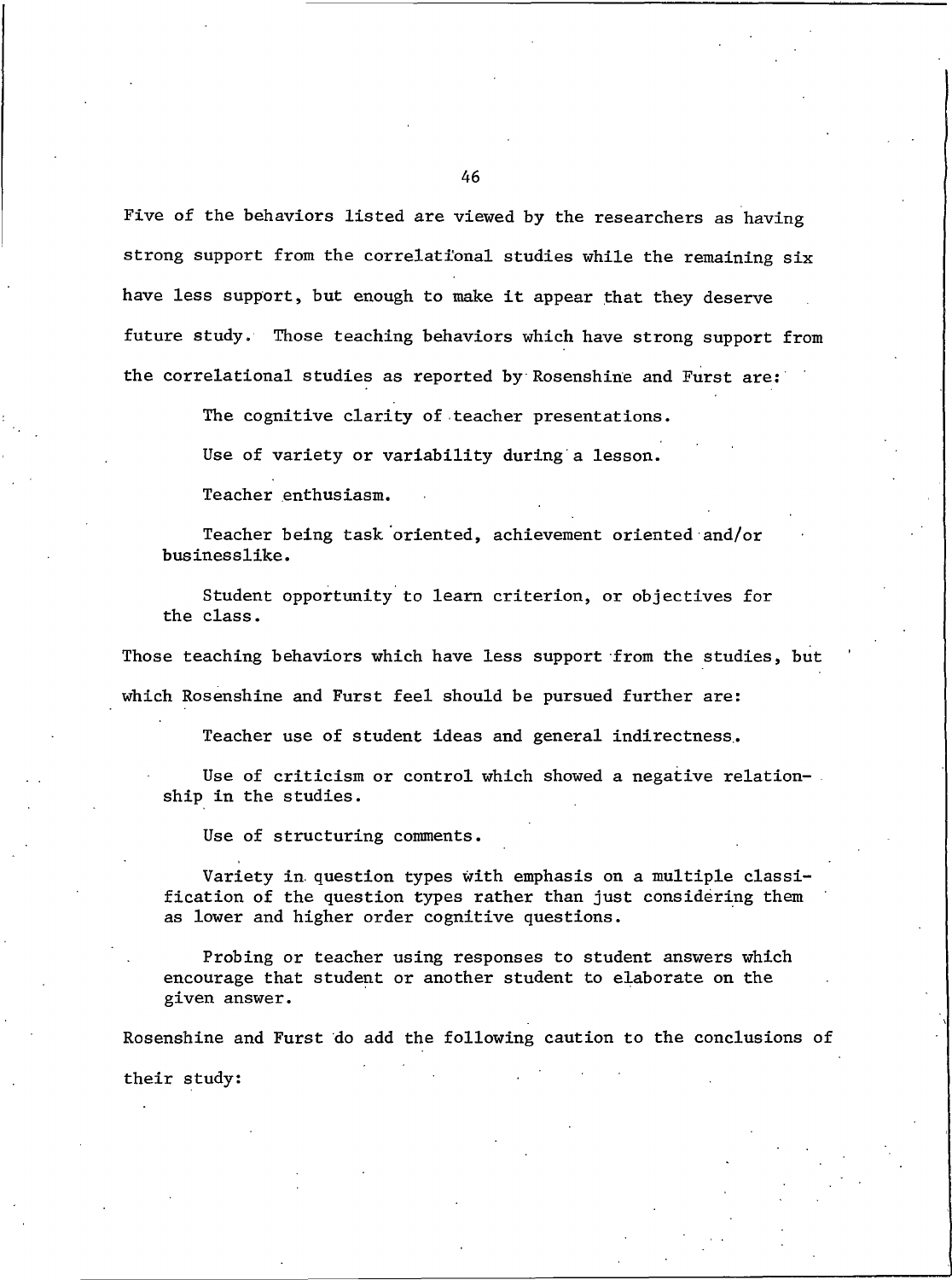Five of the behaviors listed are viewed by the researchers as having strong support from the correlational studies while the remaining six have less support, but enough to make it appear that they deserve future study. Those teaching behaviors which have strong support from the correlational studies as reported by Rosenshine and Furst are:

> The cognitive clarity of teacher presentations.
>
> Use of variety or variability during a lesson.
>
> Teacher enthusiasm.
>
> Teacher being task oriented, achievement oriented and/or businesslike.
>
> Student opportunity to learn criterion, or objectives for the class.

Those teaching behaviors which have less support from the studies, but which Rosenshine and Furst feel should be pursued further are:

> Teacher use of student ideas and general indirectness.
>
> Use of criticism or control which showed a negative relationship in the studies.
>
> Use of structuring comments.
>
> Variety in question types with emphasis on a multiple classification of the question types rather than just considering them as lower and higher order cognitive questions.
>
> Probing or teacher using responses to student answers which encourage that student or another student to elaborate on the given answer.

Rosenshine and Furst do add the following caution to the conclusions of their study: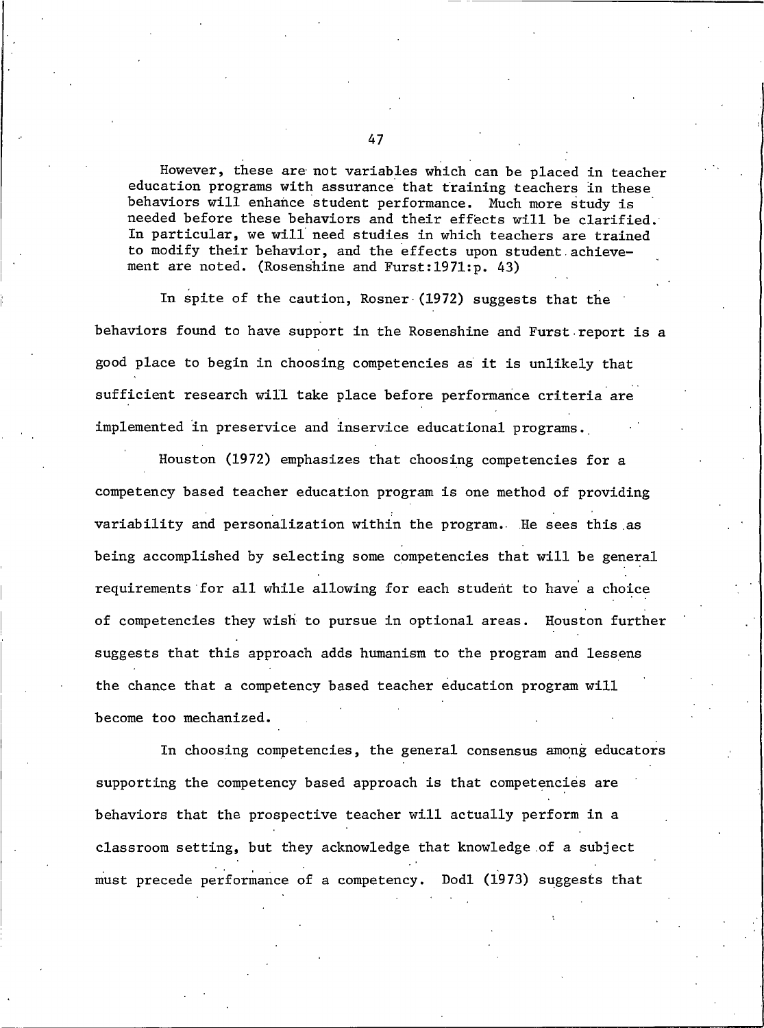> However, these are not variables which can be placed in teacher education programs with assurance that training teachers in these behaviors will enhance student performance. Much more study is needed before these behaviors and their effects will be clarified. In particular, we will need studies in which teachers are trained to modify their behavior, and the effects upon student achievement are noted. (Rosenshine and Furst:1971:p. 43)

In spite of the caution, Rosner (1972) suggests that the behaviors found to have support in the Rosenshine and Furst report is a good place to begin in choosing competencies as it is unlikely that sufficient research will take place before performance criteria are implemented in preservice and inservice educational programs.

Houston (1972) emphasizes that choosing competencies for a competency based teacher education program is one method of providing variability and personalization within the program. He sees this as being accomplished by selecting some competencies that will be general requirements for all while allowing for each student to have a choice of competencies they wish to pursue in optional areas. Houston further suggests that this approach adds humanism to the program and lessens the chance that a competency based teacher education program will become too mechanized.

In choosing competencies, the general consensus among educators supporting the competency based approach is that competencies are behaviors that the prospective teacher will actually perform in a classroom setting, but they acknowledge that knowledge of a subject must precede performance of a competency. Dodl (1973) suggests that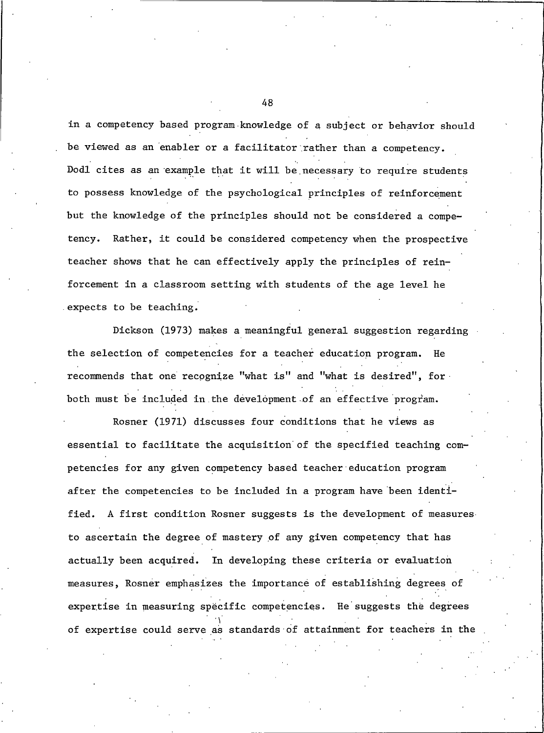in a competency based program knowledge of a subject or behavior should be viewed as an enabler or a facilitator rather than a competency. Dodl cites as an example that it will be necessary to require students to possess knowledge of the psychological principles of reinforcement but the knowledge of the principles should not be considered a competency. Rather, it could be considered competency when the prospective teacher shows that he can effectively apply the principles of reinforcement in a classroom setting with students of the age level he expects to be teaching.

Dickson (1973) makes a meaningful general suggestion regarding the selection of competencies for a teacher education program. He recommends that one recognize "what is" and "what is desired", for both must be included in the development of an effective program.

Rosner (1971) discusses four conditions that he views as essential to facilitate the acquisition of the specified teaching competencies for any given competency based teacher education program after the competencies to be included in a program have been identified. A first condition Rosner suggests is the development of measures to ascertain the degree of mastery of any given competency that has actually been acquired. In developing these criteria or evaluation measures, Rosner emphasizes the importance of establishing degrees of expertise in measuring specific competencies. He suggests the degrees of expertise could serve as standards of attainment for teachers in the